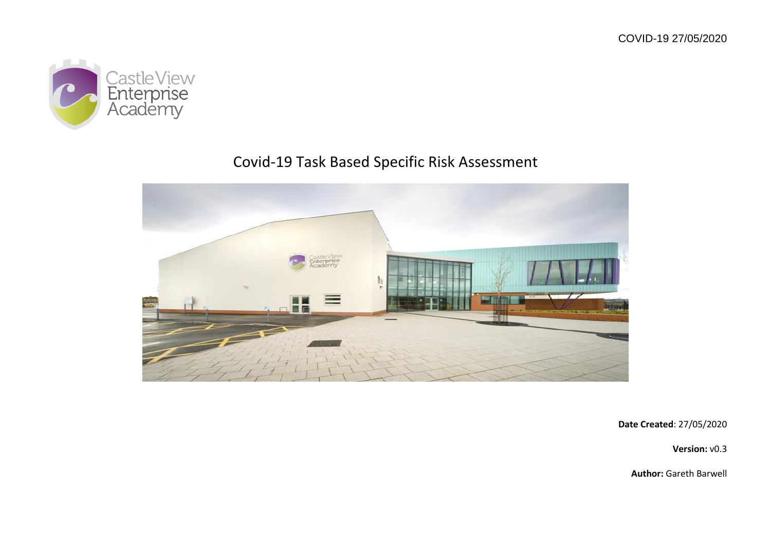COVID-19 27/05/2020

Castle View Enterprise Academy

# Covid-19 Task Based Specific Risk Assessment

**Date Created**: 27/05/2020

**Version:** v0.3

**Author:** Gareth Barwell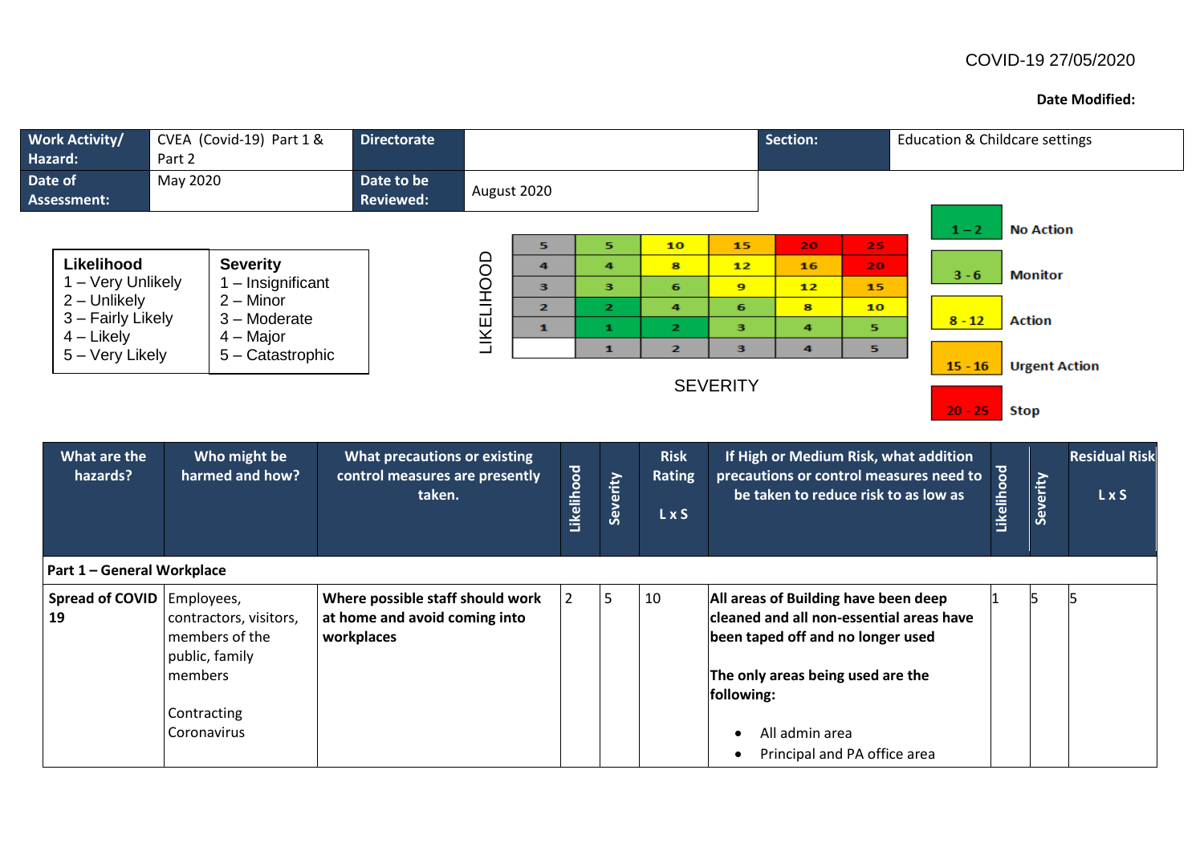COVID-19 27/05/2020

**Date Modified:**

| **Work Activity/ Hazard:** | CVEA (Covid-19) Part 1 & Part 2 | **Directorate** | | **Section:** | Education & Childcare settings |
|---|---|---|---|---|---|
| **Date of Assessment:** | May 2020 | **Date to be Reviewed:** | August 2020 | | |

| **Likelihood** | **Severity** |
|---|---|
| 1 – Very Unlikely | 1 – Insignificant |
| 2 – Unlikely | 2 – Minor |
| 3 – Fairly Likely | 3 – Moderate |
| 4 – Likely | 4 – Major |
| 5 – Very Likely | 5 – Catastrophic |

| LIKELIHOOD | | | | | |
|---|---|---|---|---|---|
| 5 | 5 | 10 | 15 | 20 | 25 |
| 4 | 4 | 8 | 12 | 16 | 20 |
| 3 | 3 | 6 | 9 | 12 | 15 |
| 2 | 2 | 4 | 6 | 8 | 10 |
| 1 | 1 | 2 | 3 | 4 | 5 |
| | 1 | 2 | 3 | 4 | 5 |

SEVERITY

| Rating | Action |
|---|---|
| 1 – 2 | No Action |
| 3 - 6 | Monitor |
| 8 - 12 | Action |
| 15 - 16 | Urgent Action |
| 20 - 25 | Stop |

| What are the hazards? | Who might be harmed and how? | What precautions or existing control measures are presently taken. | Likelihood | Severity | Risk Rating L x S | If High or Medium Risk, what addition precautions or control measures need to be taken to reduce risk to as low as | Likelihood | Severity | Residual Risk L x S |
|---|---|---|---|---|---|---|---|---|---|
| **Part 1 – General Workplace** | | | | | | | | | |
| **Spread of COVID 19** | Employees, contractors, visitors, members of the public, family members<br><br>Contracting Coronavirus | **Where possible staff should work at home and avoid coming into workplaces** | 2 | 5 | 10 | **All areas of Building have been deep cleaned and all non-essential areas have been taped off and no longer used**<br><br>**The only areas being used are the following:**<br><br>• All admin area<br>• Principal and PA office area | 1 | 5 | 5 |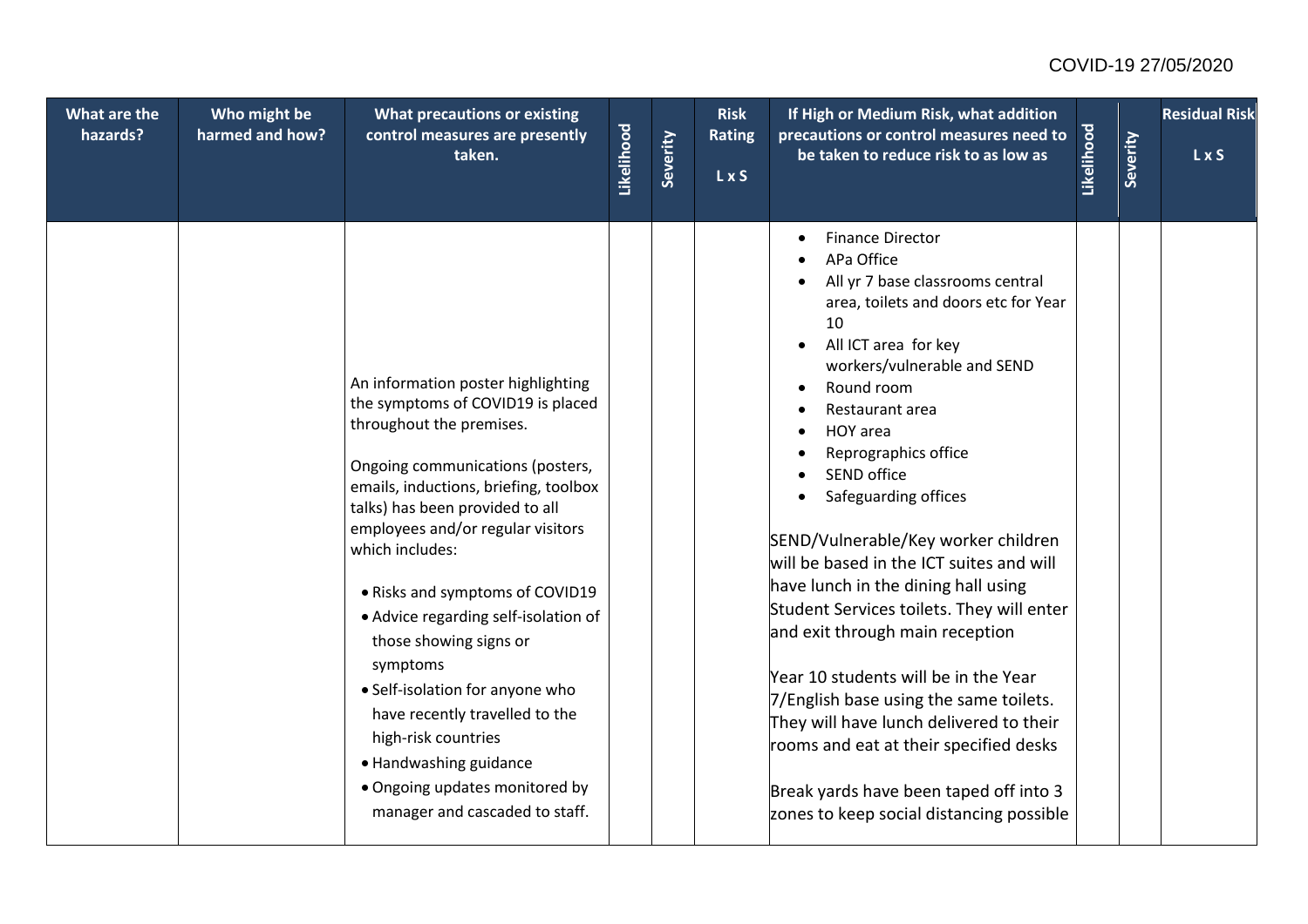| What are the hazards? | Who might be harmed and how? | What precautions or existing control measures are presently taken. | Likelihood | Severity | Risk Rating L x S | If High or Medium Risk, what addition precautions or control measures need to be taken to reduce risk to as low as | Likelihood | Severity | Residual Risk L x S |
|---|---|---|---|---|---|---|---|---|---|
| | | An information poster highlighting the symptoms of COVID19 is placed throughout the premises.<br><br>Ongoing communications (posters, emails, inductions, briefing, toolbox talks) has been provided to all employees and/or regular visitors which includes:<br><br>• Risks and symptoms of COVID19<br>• Advice regarding self-isolation of those showing signs or symptoms<br>• Self-isolation for anyone who have recently travelled to the high-risk countries<br>• Handwashing guidance<br>• Ongoing updates monitored by manager and cascaded to staff. | | | | • Finance Director<br>• APa Office<br>• All yr 7 base classrooms central area, toilets and doors etc for Year 10<br>• All ICT area for key workers/vulnerable and SEND<br>• Round room<br>• Restaurant area<br>• HOY area<br>• Reprographics office<br>• SEND office<br>• Safeguarding offices<br><br>SEND/Vulnerable/Key worker children will be based in the ICT suites and will have lunch in the dining hall using Student Services toilets. They will enter and exit through main reception<br><br>Year 10 students will be in the Year 7/English base using the same toilets. They will have lunch delivered to their rooms and eat at their specified desks<br><br>Break yards have been taped off into 3 zones to keep social distancing possible | | | |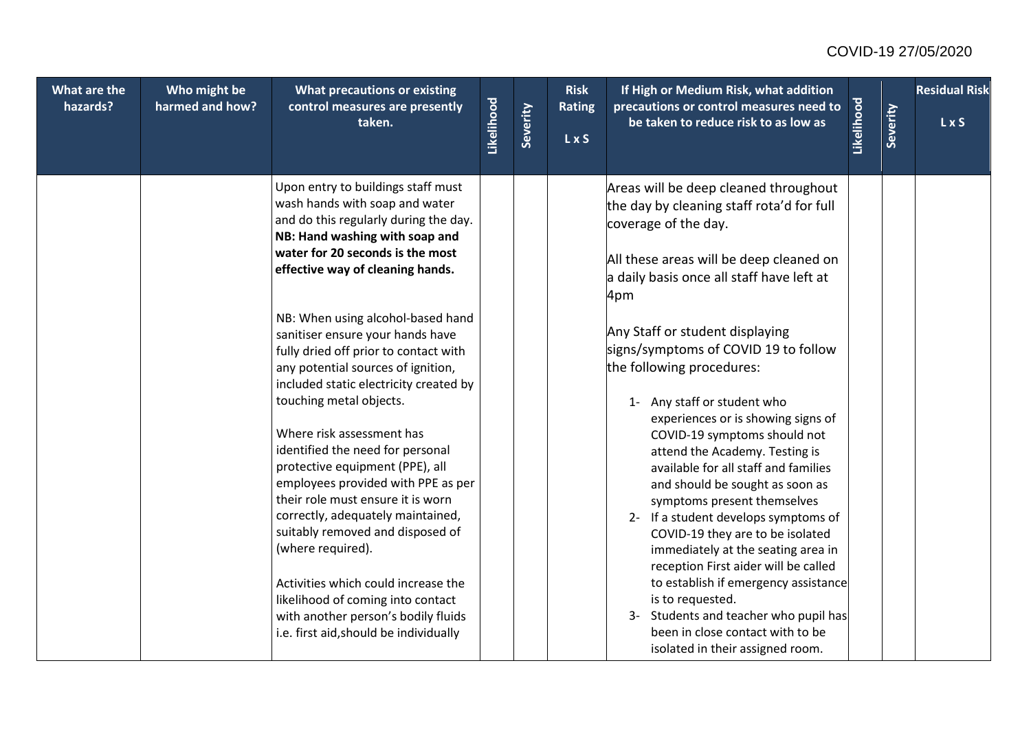| What are the hazards? | Who might be harmed and how? | What precautions or existing control measures are presently taken. | Likelihood | Severity | Risk Rating L x S | If High or Medium Risk, what addition precautions or control measures need to be taken to reduce risk to as low as | Likelihood | Severity | Residual Risk L x S |
|---|---|---|---|---|---|---|---|---|---|
| | | Upon entry to buildings staff must wash hands with soap and water and do this regularly during the day. **NB: Hand washing with soap and water for 20 seconds is the most effective way of cleaning hands.**<br><br>NB: When using alcohol-based hand sanitiser ensure your hands have fully dried off prior to contact with any potential sources of ignition, included static electricity created by touching metal objects.<br><br>Where risk assessment has identified the need for personal protective equipment (PPE), all employees provided with PPE as per their role must ensure it is worn correctly, adequately maintained, suitably removed and disposed of (where required).<br><br>Activities which could increase the likelihood of coming into contact with another person's bodily fluids i.e. first aid,should be individually | | | | Areas will be deep cleaned throughout the day by cleaning staff rota'd for full coverage of the day.<br><br>All these areas will be deep cleaned on a daily basis once all staff have left at 4pm<br><br>Any Staff or student displaying signs/symptoms of COVID 19 to follow the following procedures:<br><br>1- Any staff or student who experiences or is showing signs of COVID-19 symptoms should not attend the Academy. Testing is available for all staff and families and should be sought as soon as symptoms present themselves<br>2- If a student develops symptoms of COVID-19 they are to be isolated immediately at the seating area in reception First aider will be called to establish if emergency assistance is to requested.<br>3- Students and teacher who pupil has been in close contact with to be isolated in their assigned room. | | | |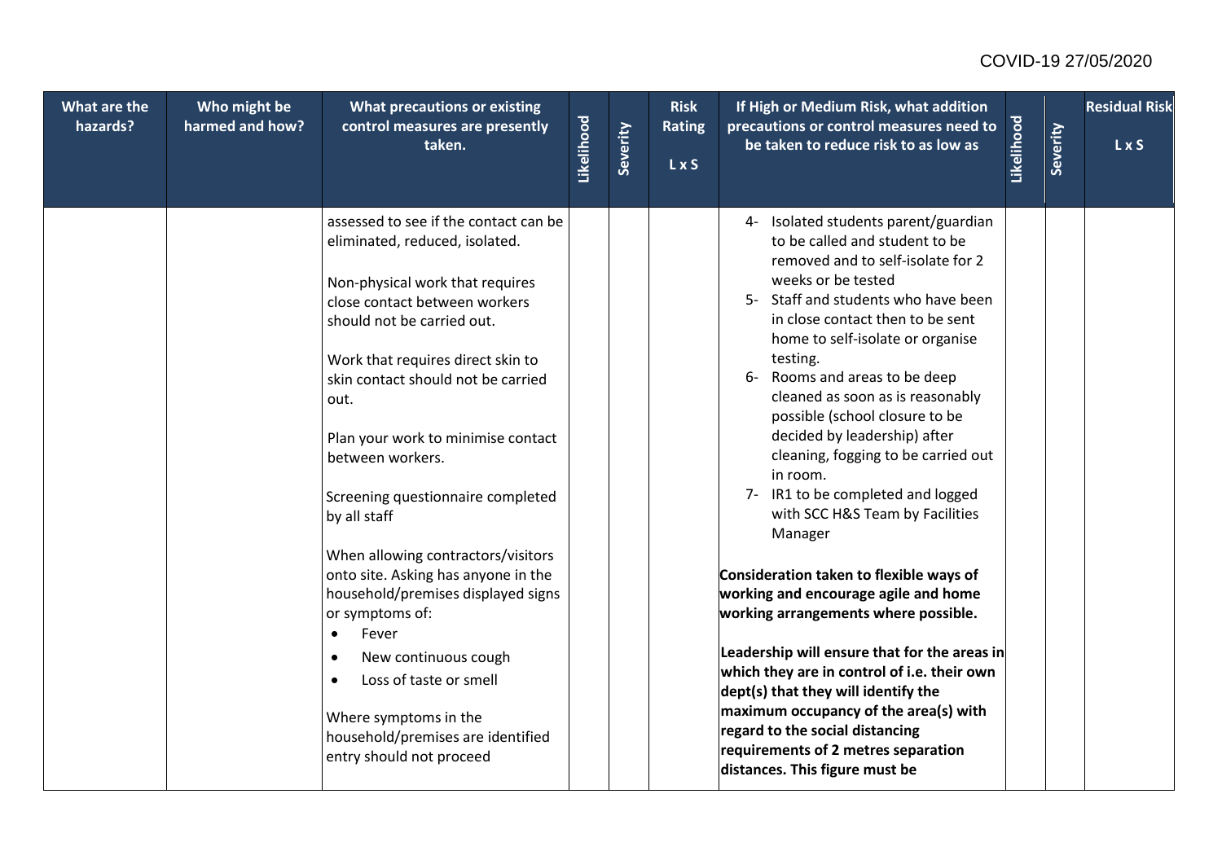| What are the hazards? | Who might be harmed and how? | What precautions or existing control measures are presently taken. | Likelihood | Severity | Risk Rating L x S | If High or Medium Risk, what addition precautions or control measures need to be taken to reduce risk to as low as | Likelihood | Severity | Residual Risk L x S |
|---|---|---|---|---|---|---|---|---|---|
| | | assessed to see if the contact can be eliminated, reduced, isolated.<br><br>Non-physical work that requires close contact between workers should not be carried out.<br><br>Work that requires direct skin to skin contact should not be carried out.<br><br>Plan your work to minimise contact between workers.<br><br>Screening questionnaire completed by all staff<br><br>When allowing contractors/visitors onto site. Asking has anyone in the household/premises displayed signs or symptoms of:<br>• Fever<br>• New continuous cough<br>• Loss of taste or smell<br><br>Where symptoms in the household/premises are identified entry should not proceed | | | | 4- Isolated students parent/guardian to be called and student to be removed and to self-isolate for 2 weeks or be tested<br>5- Staff and students who have been in close contact then to be sent home to self-isolate or organise testing.<br>6- Rooms and areas to be deep cleaned as soon as is reasonably possible (school closure to be decided by leadership) after cleaning, fogging to be carried out in room.<br>7- IR1 to be completed and logged with SCC H&S Team by Facilities Manager<br><br>**Consideration taken to flexible ways of working and encourage agile and home working arrangements where possible.**<br><br>**Leadership will ensure that for the areas in which they are in control of i.e. their own dept(s) that they will identify the maximum occupancy of the area(s) with regard to the social distancing requirements of 2 metres separation distances. This figure must be** | | | |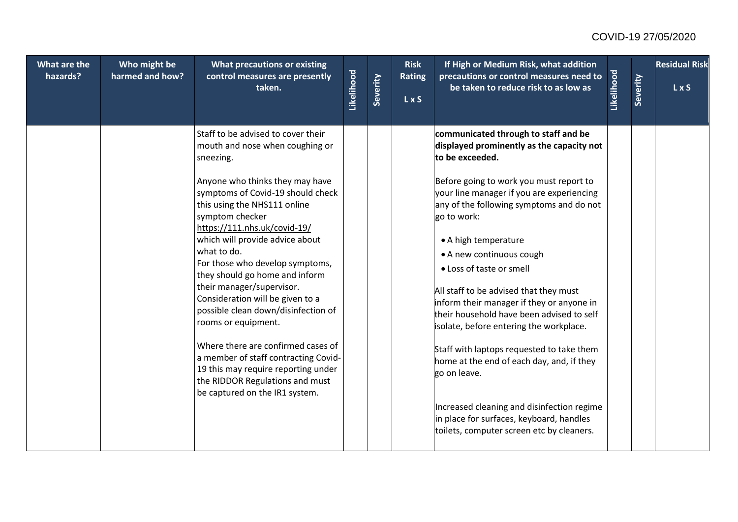| What are the hazards? | Who might be harmed and how? | What precautions or existing control measures are presently taken. | Likelihood | Severity | Risk Rating L x S | If High or Medium Risk, what addition precautions or control measures need to be taken to reduce risk to as low as | Likelihood | Severity | Residual Risk L x S |
|---|---|---|---|---|---|---|---|---|---|
| | | Staff to be advised to cover their mouth and nose when coughing or sneezing.<br><br>Anyone who thinks they may have symptoms of Covid-19 should check this using the NHS111 online symptom checker https://111.nhs.uk/covid-19/ which will provide advice about what to do.<br>For those who develop symptoms, they should go home and inform their manager/supervisor. Consideration will be given to a possible clean down/disinfection of rooms or equipment.<br><br>Where there are confirmed cases of a member of staff contracting Covid-19 this may require reporting under the RIDDOR Regulations and must be captured on the IR1 system. | | | | **communicated through to staff and be displayed prominently as the capacity not to be exceeded.**<br><br>Before going to work you must report to your line manager if you are experiencing any of the following symptoms and do not go to work:<br><br>• A high temperature<br>• A new continuous cough<br>• Loss of taste or smell<br><br>All staff to be advised that they must inform their manager if they or anyone in their household have been advised to self isolate, before entering the workplace.<br><br>Staff with laptops requested to take them home at the end of each day, and, if they go on leave.<br><br>Increased cleaning and disinfection regime in place for surfaces, keyboard, handles toilets, computer screen etc by cleaners. | | | |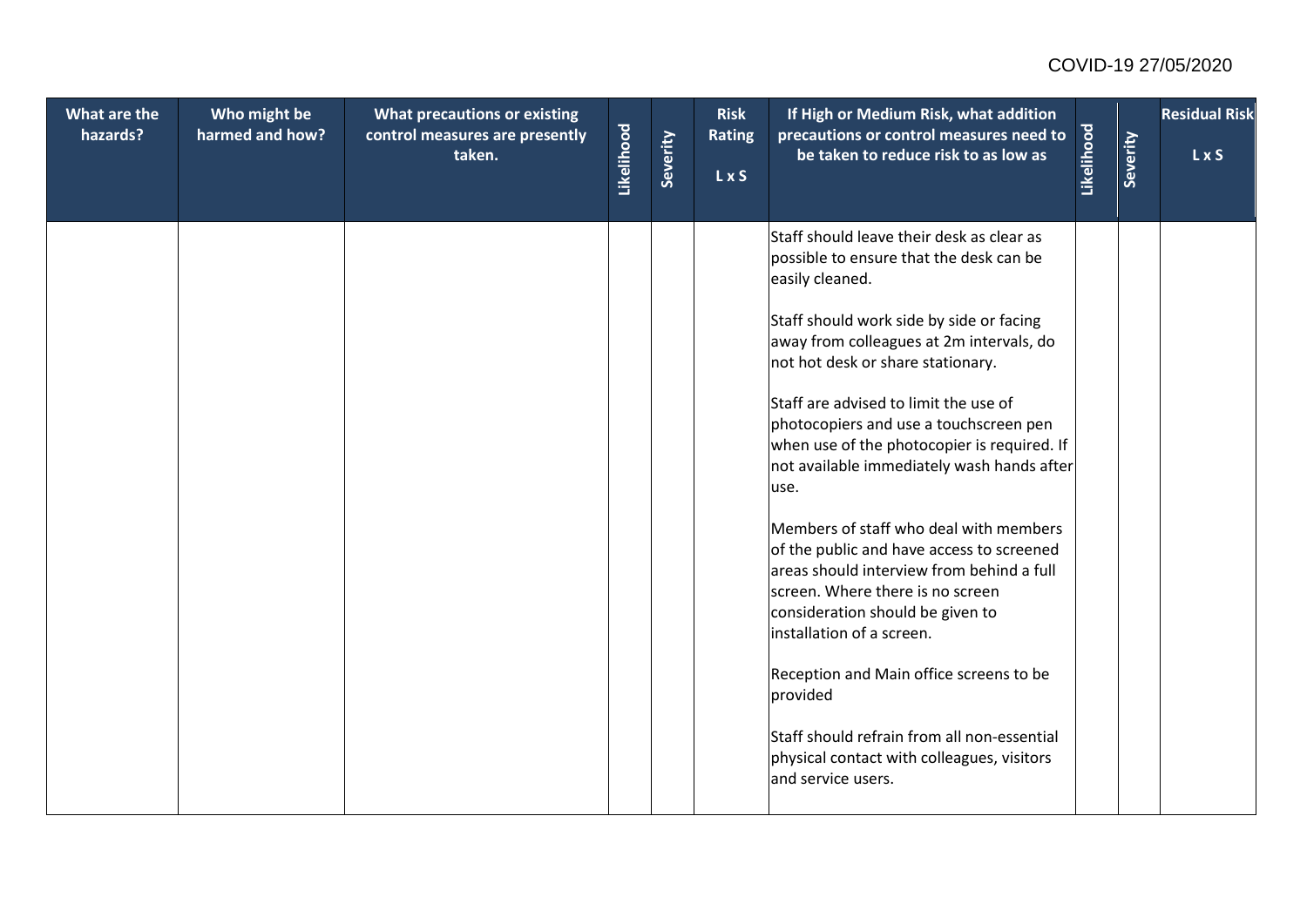| What are the hazards? | Who might be harmed and how? | What precautions or existing control measures are presently taken. | Likelihood | Severity | Risk Rating L x S | If High or Medium Risk, what addition precautions or control measures need to be taken to reduce risk to as low as | Likelihood | Severity | Residual Risk L x S |
|---|---|---|---|---|---|---|---|---|---|
| | | | | | | Staff should leave their desk as clear as possible to ensure that the desk can be easily cleaned.<br><br>Staff should work side by side or facing away from colleagues at 2m intervals, do not hot desk or share stationary.<br><br>Staff are advised to limit the use of photocopiers and use a touchscreen pen when use of the photocopier is required. If not available immediately wash hands after use.<br><br>Members of staff who deal with members of the public and have access to screened areas should interview from behind a full screen. Where there is no screen consideration should be given to installation of a screen.<br><br>Reception and Main office screens to be provided<br><br>Staff should refrain from all non-essential physical contact with colleagues, visitors and service users. | | | |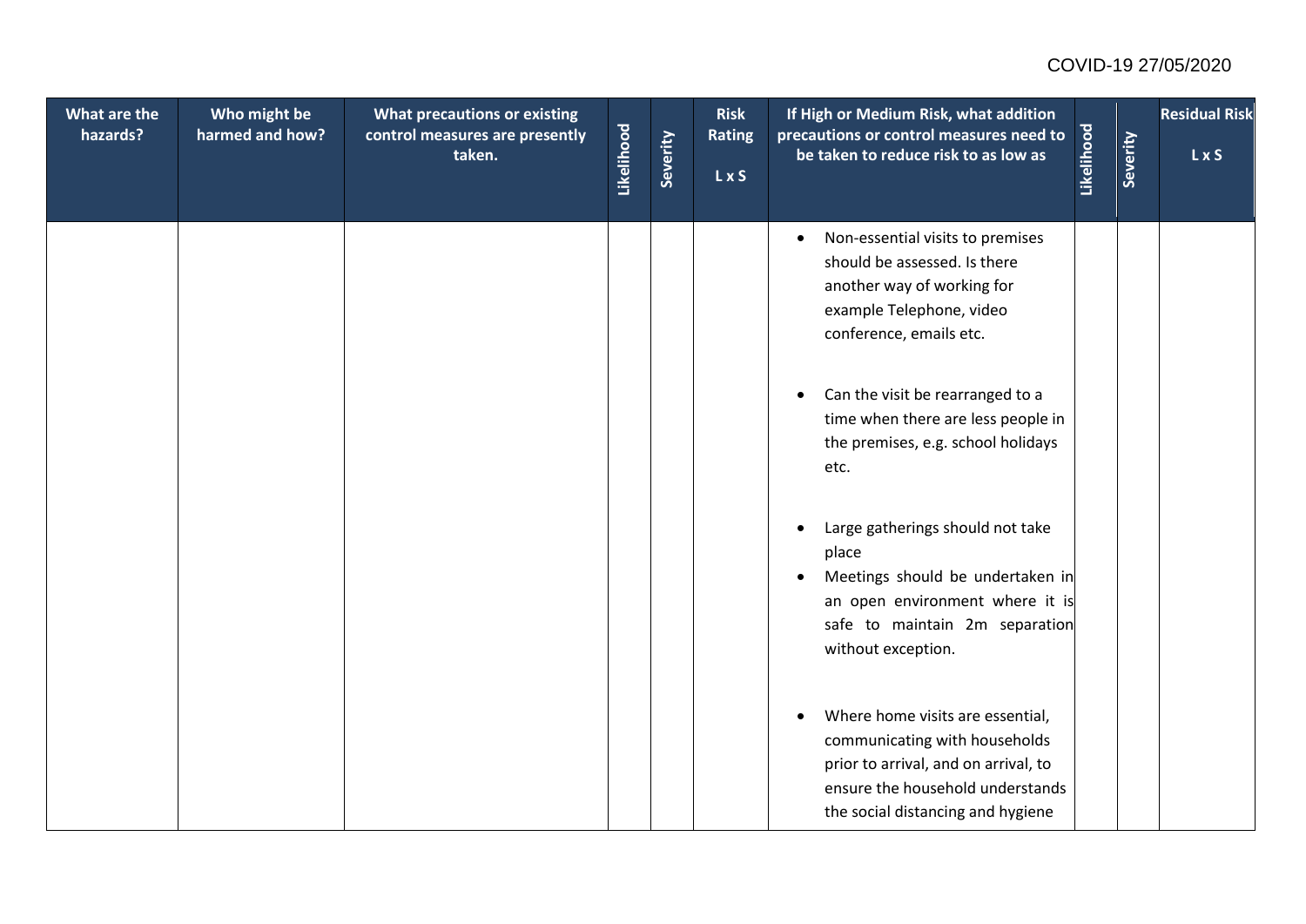| What are the hazards? | Who might be harmed and how? | What precautions or existing control measures are presently taken. | Likelihood | Severity | Risk Rating L x S | If High or Medium Risk, what addition precautions or control measures need to be taken to reduce risk to as low as | Likelihood | Severity | Residual Risk L x S |
|---|---|---|---|---|---|---|---|---|---|
| | | | | | | • Non-essential visits to premises should be assessed. Is there another way of working for example Telephone, video conference, emails etc.<br><br>• Can the visit be rearranged to a time when there are less people in the premises, e.g. school holidays etc.<br><br>• Large gatherings should not take place<br>• Meetings should be undertaken in an open environment where it is safe to maintain 2m separation without exception.<br><br>• Where home visits are essential, communicating with households prior to arrival, and on arrival, to ensure the household understands the social distancing and hygiene | | | |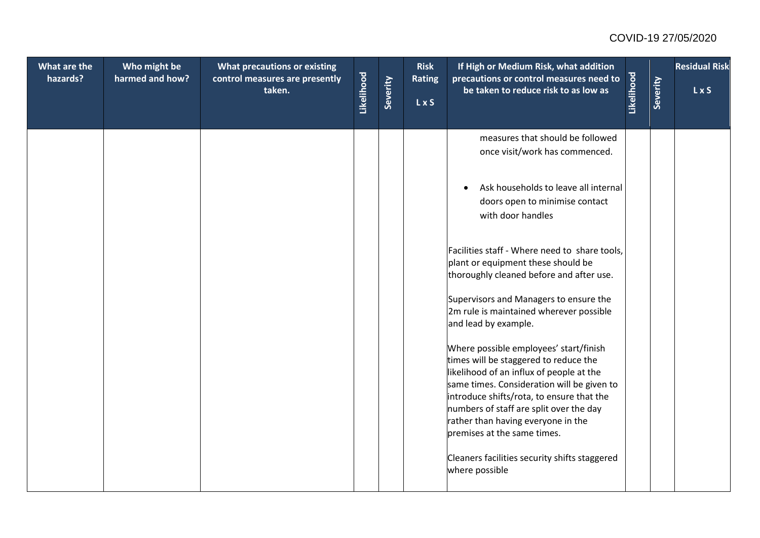| What are the hazards? | Who might be harmed and how? | What precautions or existing control measures are presently taken. | Likelihood | Severity | Risk Rating L x S | If High or Medium Risk, what addition precautions or control measures need to be taken to reduce risk to as low as | Likelihood | Severity | Residual Risk L x S |
|---|---|---|---|---|---|---|---|---|---|
| | | | | | | measures that should be followed once visit/work has commenced.<br><br>• Ask households to leave all internal doors open to minimise contact with door handles<br><br>Facilities staff - Where need to share tools, plant or equipment these should be thoroughly cleaned before and after use.<br><br>Supervisors and Managers to ensure the 2m rule is maintained wherever possible and lead by example.<br><br>Where possible employees' start/finish times will be staggered to reduce the likelihood of an influx of people at the same times. Consideration will be given to introduce shifts/rota, to ensure that the numbers of staff are split over the day rather than having everyone in the premises at the same times.<br><br>Cleaners facilities security shifts staggered where possible | | | |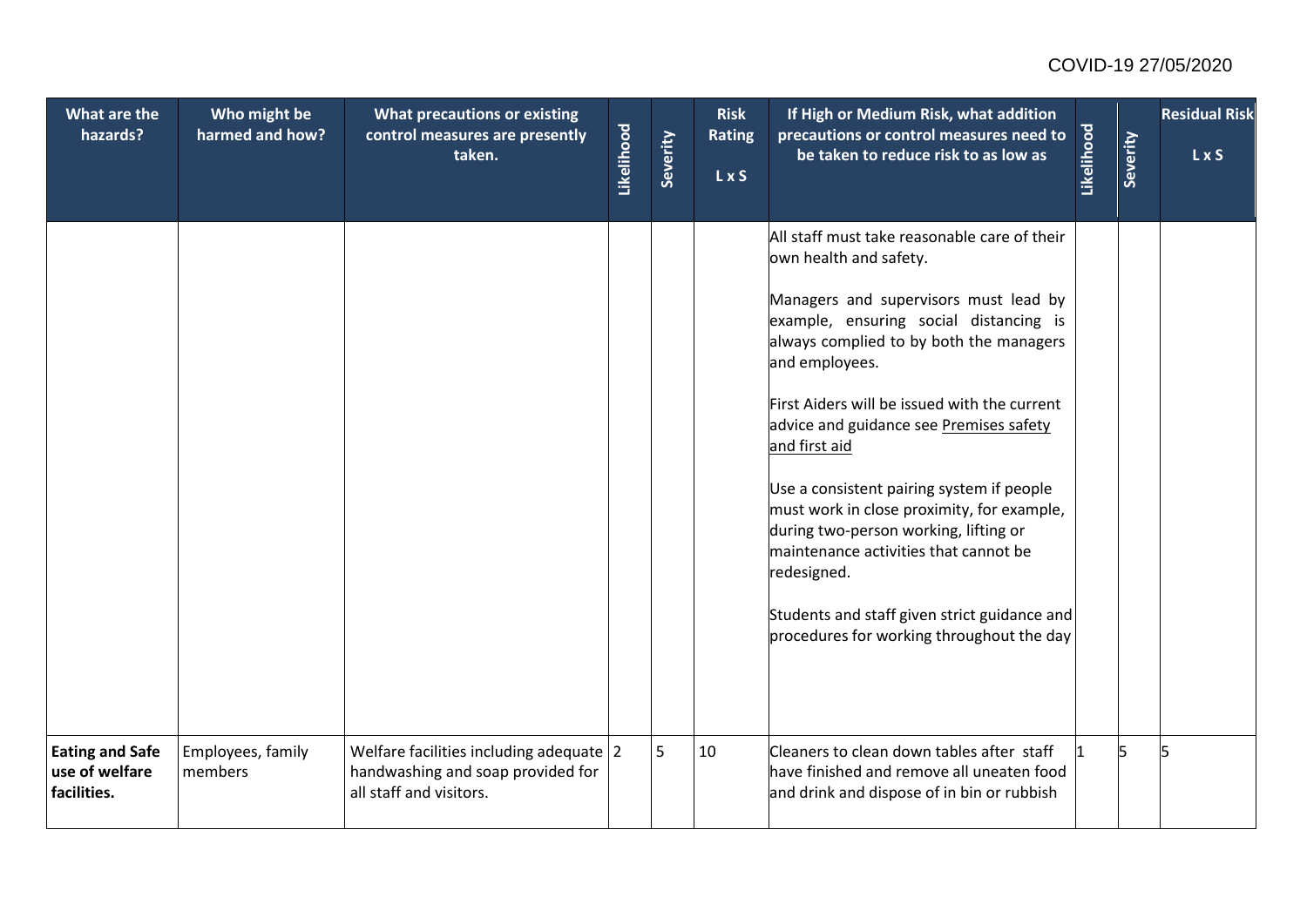| What are the hazards? | Who might be harmed and how? | What precautions or existing control measures are presently taken. | Likelihood | Severity | Risk Rating L x S | If High or Medium Risk, what addition precautions or control measures need to be taken to reduce risk to as low as | Likelihood | Severity | Residual Risk L x S |
|---|---|---|---|---|---|---|---|---|---|
| | | | | | | All staff must take reasonable care of their own health and safety.<br><br>Managers and supervisors must lead by example, ensuring social distancing is always complied to by both the managers and employees.<br><br>First Aiders will be issued with the current advice and guidance see Premises safety and first aid<br><br>Use a consistent pairing system if people must work in close proximity, for example, during two-person working, lifting or maintenance activities that cannot be redesigned.<br><br>Students and staff given strict guidance and procedures for working throughout the day | | | |
| **Eating and Safe use of welfare facilities.** | Employees, family members | Welfare facilities including adequate handwashing and soap provided for all staff and visitors. | 2 | 5 | 10 | Cleaners to clean down tables after staff have finished and remove all uneaten food and drink and dispose of in bin or rubbish | 1 | 5 | 5 |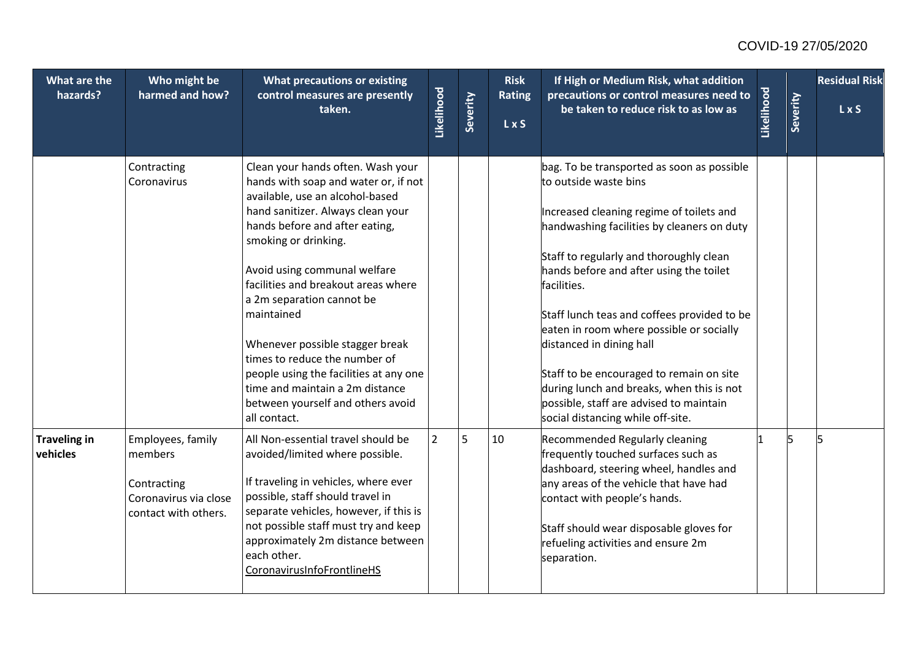| What are the hazards? | Who might be harmed and how? | What precautions or existing control measures are presently taken. | Likelihood | Severity | Risk Rating L x S | If High or Medium Risk, what addition precautions or control measures need to be taken to reduce risk to as low as | Likelihood | Severity | Residual Risk L x S |
|---|---|---|---|---|---|---|---|---|---|
| | Contracting Coronavirus | Clean your hands often. Wash your hands with soap and water or, if not available, use an alcohol-based hand sanitizer. Always clean your hands before and after eating, smoking or drinking.<br><br>Avoid using communal welfare facilities and breakout areas where a 2m separation cannot be maintained<br><br>Whenever possible stagger break times to reduce the number of people using the facilities at any one time and maintain a 2m distance between yourself and others avoid all contact. | | | | bag. To be transported as soon as possible to outside waste bins<br><br>Increased cleaning regime of toilets and handwashing facilities by cleaners on duty<br><br>Staff to regularly and thoroughly clean hands before and after using the toilet facilities.<br><br>Staff lunch teas and coffees provided to be eaten in room where possible or socially distanced in dining hall<br><br>Staff to be encouraged to remain on site during lunch and breaks, when this is not possible, staff are advised to maintain social distancing while off-site. | | | |
| **Traveling in vehicles** | Employees, family members<br><br>Contracting Coronavirus via close contact with others. | All Non-essential travel should be avoided/limited where possible.<br><br>If traveling in vehicles, where ever possible, staff should travel in separate vehicles, however, if this is not possible staff must try and keep approximately 2m distance between each other.<br>CoronavirusInfoFrontlineHS | 2 | 5 | 10 | Recommended Regularly cleaning frequently touched surfaces such as dashboard, steering wheel, handles and any areas of the vehicle that have had contact with people's hands.<br><br>Staff should wear disposable gloves for refueling activities and ensure 2m separation. | 1 | 5 | 5 |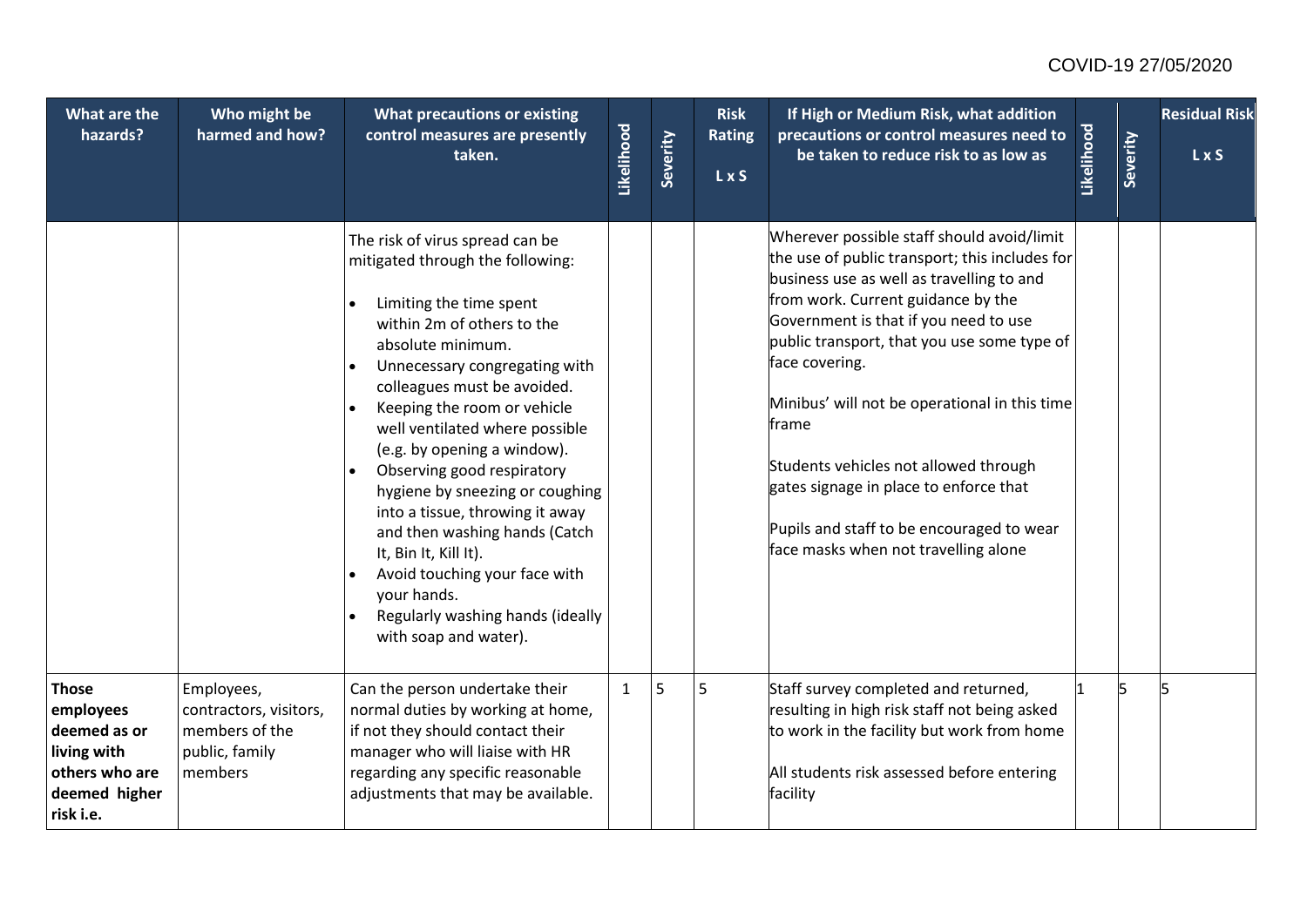COVID-19 27/05/2020

| What are the hazards? | Who might be harmed and how? | What precautions or existing control measures are presently taken. | Likelihood | Severity | Risk Rating L x S | If High or Medium Risk, what addition precautions or control measures need to be taken to reduce risk to as low as | Likelihood | Severity | Residual Risk L x S |
|---|---|---|---|---|---|---|---|---|---|
| | | The risk of virus spread can be mitigated through the following:<br>• Limiting the time spent within 2m of others to the absolute minimum.<br>• Unnecessary congregating with colleagues must be avoided.<br>• Keeping the room or vehicle well ventilated where possible (e.g. by opening a window).<br>• Observing good respiratory hygiene by sneezing or coughing into a tissue, throwing it away and then washing hands (Catch It, Bin It, Kill It).<br>• Avoid touching your face with your hands.<br>• Regularly washing hands (ideally with soap and water). | | | | Wherever possible staff should avoid/limit the use of public transport; this includes for business use as well as travelling to and from work. Current guidance by the Government is that if you need to use public transport, that you use some type of face covering.<br><br>Minibus' will not be operational in this time frame<br><br>Students vehicles not allowed through gates signage in place to enforce that<br><br>Pupils and staff to be encouraged to wear face masks when not travelling alone | | | |
| **Those employees deemed as or living with others who are deemed higher risk i.e.** | Employees, contractors, visitors, members of the public, family members | Can the person undertake their normal duties by working at home, if not they should contact their manager who will liaise with HR regarding any specific reasonable adjustments that may be available. | 1 | 5 | 5 | Staff survey completed and returned, resulting in high risk staff not being asked to work in the facility but work from home<br><br>All students risk assessed before entering facility | 1 | 5 | 5 |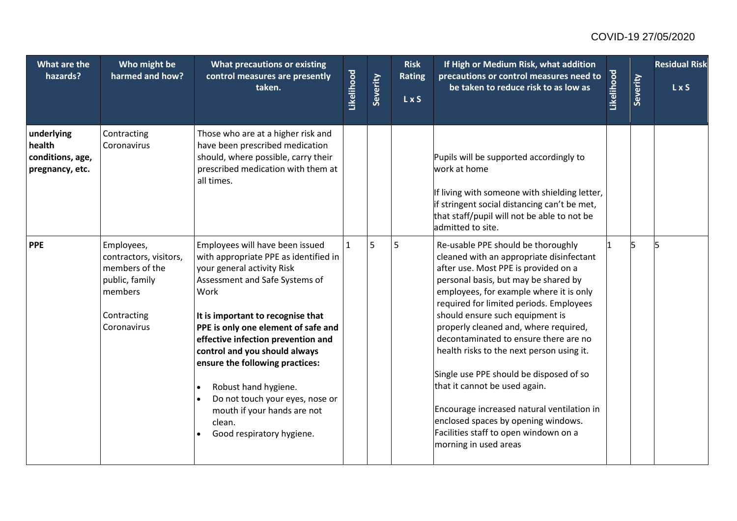| What are the hazards? | Who might be harmed and how? | What precautions or existing control measures are presently taken. | Likelihood | Severity | Risk Rating L x S | If High or Medium Risk, what addition precautions or control measures need to be taken to reduce risk to as low as | Likelihood | Severity | Residual Risk L x S |
|---|---|---|---|---|---|---|---|---|---|
| **underlying health conditions, age, pregnancy, etc.** | Contracting Coronavirus | Those who are at a higher risk and have been prescribed medication should, where possible, carry their prescribed medication with them at all times. | | | | Pupils will be supported accordingly to work at home<br><br>If living with someone with shielding letter, if stringent social distancing can't be met, that staff/pupil will not be able to not be admitted to site. | | | |
| **PPE** | Employees, contractors, visitors, members of the public, family members<br><br>Contracting Coronavirus | Employees will have been issued with appropriate PPE as identified in your general activity Risk Assessment and Safe Systems of Work<br><br>**It is important to recognise that PPE is only one element of safe and effective infection prevention and control and you should always ensure the following practices:**<br><br>• Robust hand hygiene.<br>• Do not touch your eyes, nose or mouth if your hands are not clean.<br>• Good respiratory hygiene. | 1 | 5 | 5 | Re-usable PPE should be thoroughly cleaned with an appropriate disinfectant after use. Most PPE is provided on a personal basis, but may be shared by employees, for example where it is only required for limited periods. Employees should ensure such equipment is properly cleaned and, where required, decontaminated to ensure there are no health risks to the next person using it.<br><br>Single use PPE should be disposed of so that it cannot be used again.<br><br>Encourage increased natural ventilation in enclosed spaces by opening windows. Facilities staff to open windown on a morning in used areas | 1 | 5 | 5 |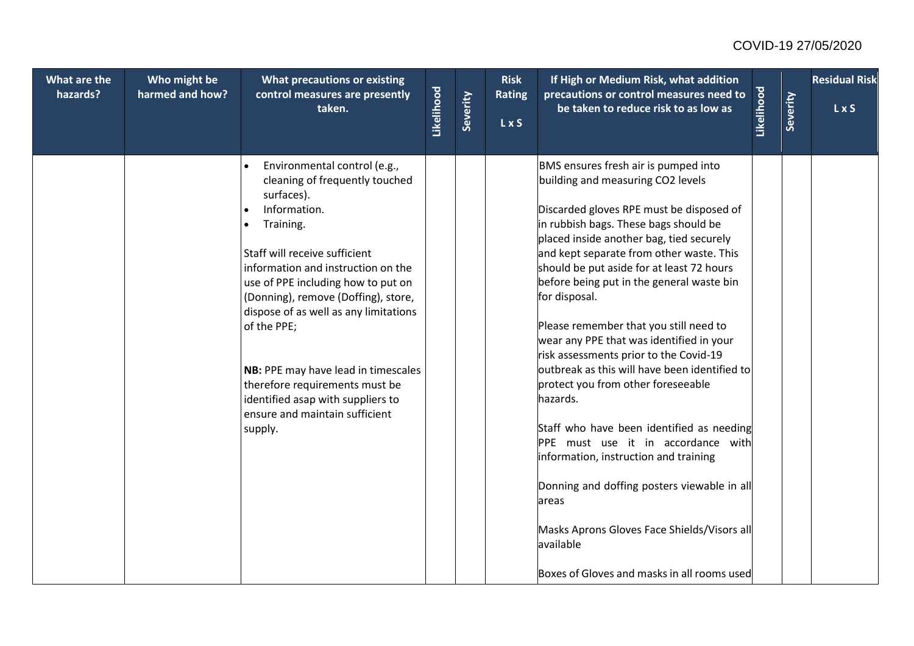| What are the hazards? | Who might be harmed and how? | What precautions or existing control measures are presently taken. | Likelihood | Severity | Risk Rating L x S | If High or Medium Risk, what addition precautions or control measures need to be taken to reduce risk to as low as | Likelihood | Severity | Residual Risk L x S |
|---|---|---|---|---|---|---|---|---|---|
| | | • Environmental control (e.g., cleaning of frequently touched surfaces).<br>• Information.<br>• Training.<br><br>Staff will receive sufficient information and instruction on the use of PPE including how to put on (Donning), remove (Doffing), store, dispose of as well as any limitations of the PPE;<br><br>**NB:** PPE may have lead in timescales therefore requirements must be identified asap with suppliers to ensure and maintain sufficient supply. | | | | BMS ensures fresh air is pumped into building and measuring $CO_2$ levels<br><br>Discarded gloves RPE must be disposed of in rubbish bags. These bags should be placed inside another bag, tied securely and kept separate from other waste. This should be put aside for at least 72 hours before being put in the general waste bin for disposal.<br><br>Please remember that you still need to wear any PPE that was identified in your risk assessments prior to the Covid-19 outbreak as this will have been identified to protect you from other foreseeable hazards.<br><br>Staff who have been identified as needing PPE must use it in accordance with information, instruction and training<br><br>Donning and doffing posters viewable in all areas<br><br>Masks Aprons Gloves Face Shields/Visors all available<br><br>Boxes of Gloves and masks in all rooms used | | | |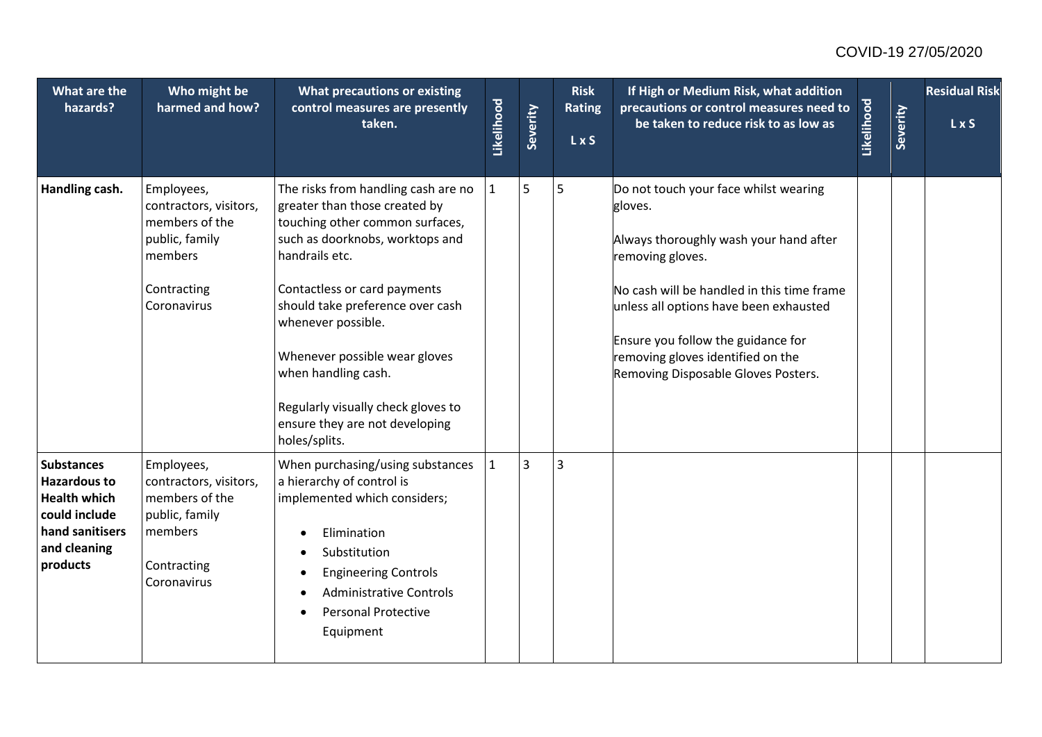| What are the hazards? | Who might be harmed and how? | What precautions or existing control measures are presently taken. | Likelihood | Severity | Risk Rating L x S | If High or Medium Risk, what addition precautions or control measures need to be taken to reduce risk to as low as | Likelihood | Severity | Residual Risk L x S |
|---|---|---|---|---|---|---|---|---|---|
| **Handling cash.** | Employees, contractors, visitors, members of the public, family members<br><br>Contracting Coronavirus | The risks from handling cash are no greater than those created by touching other common surfaces, such as doorknobs, worktops and handrails etc.<br><br>Contactless or card payments should take preference over cash whenever possible.<br><br>Whenever possible wear gloves when handling cash.<br><br>Regularly visually check gloves to ensure they are not developing holes/splits. | 1 | 5 | 5 | Do not touch your face whilst wearing gloves.<br><br>Always thoroughly wash your hand after removing gloves.<br><br>No cash will be handled in this time frame unless all options have been exhausted<br><br>Ensure you follow the guidance for removing gloves identified on the Removing Disposable Gloves Posters. | | | |
| **Substances Hazardous to Health which could include hand sanitisers and cleaning products** | Employees, contractors, visitors, members of the public, family members<br><br>Contracting Coronavirus | When purchasing/using substances a hierarchy of control is implemented which considers;<br><br>• Elimination<br>• Substitution<br>• Engineering Controls<br>• Administrative Controls<br>• Personal Protective Equipment | 1 | 3 | 3 | | | | |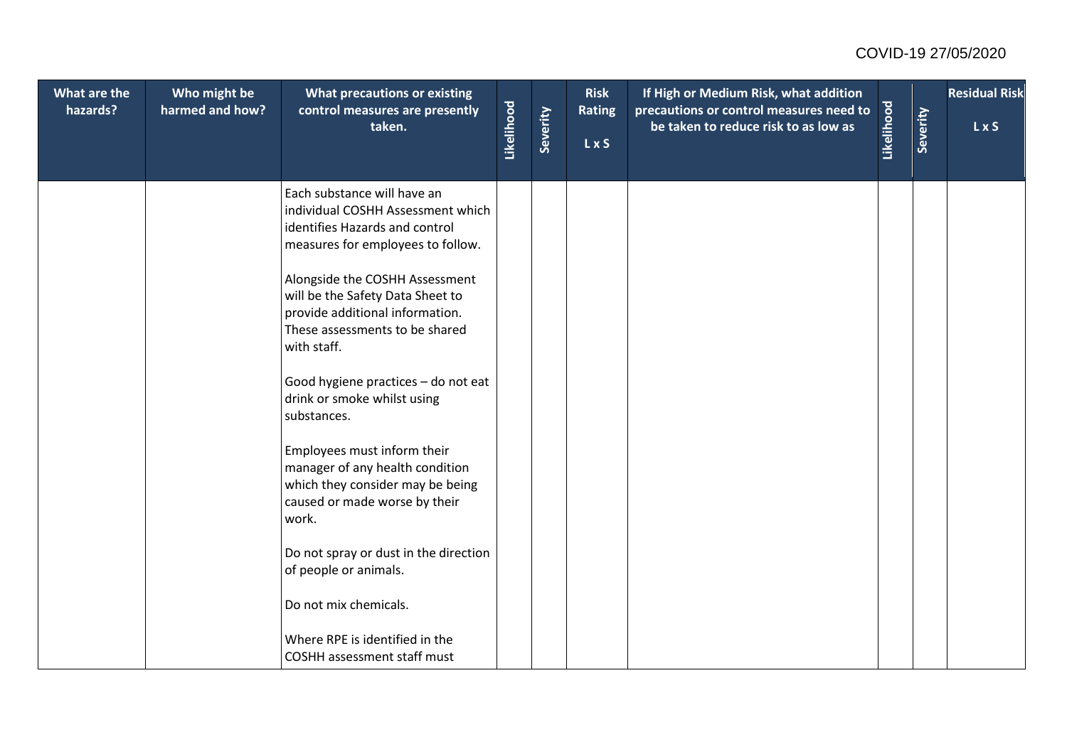| What are the hazards? | Who might be harmed and how? | What precautions or existing control measures are presently taken. | Likelihood | Severity | Risk Rating L x S | If High or Medium Risk, what addition precautions or control measures need to be taken to reduce risk to as low as | Likelihood | Severity | Residual Risk L x S |
|---|---|---|---|---|---|---|---|---|---|
| | | Each substance will have an individual COSHH Assessment which identifies Hazards and control measures for employees to follow.<br><br>Alongside the COSHH Assessment will be the Safety Data Sheet to provide additional information. These assessments to be shared with staff.<br><br>Good hygiene practices – do not eat drink or smoke whilst using substances.<br><br>Employees must inform their manager of any health condition which they consider may be being caused or made worse by their work.<br><br>Do not spray or dust in the direction of people or animals.<br><br>Do not mix chemicals.<br><br>Where RPE is identified in the COSHH assessment staff must | | | | | | | |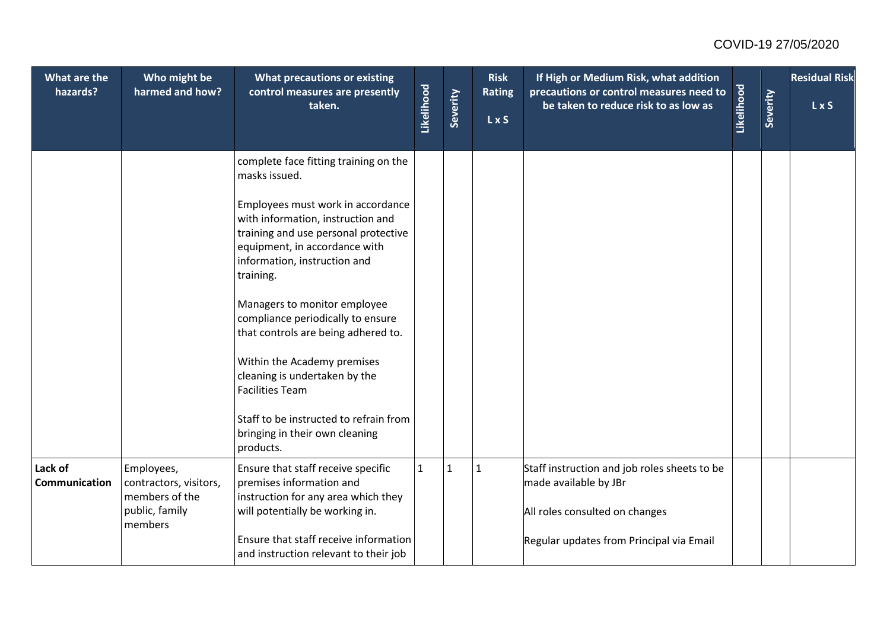| What are the hazards? | Who might be harmed and how? | What precautions or existing control measures are presently taken. | Likelihood | Severity | Risk Rating L x S | If High or Medium Risk, what addition precautions or control measures need to be taken to reduce risk to as low as | Likelihood | Severity | Residual Risk L x S |
|---|---|---|---|---|---|---|---|---|---|
| | | complete face fitting training on the masks issued.<br><br>Employees must work in accordance with information, instruction and training and use personal protective equipment, in accordance with information, instruction and training.<br><br>Managers to monitor employee compliance periodically to ensure that controls are being adhered to.<br><br>Within the Academy premises cleaning is undertaken by the Facilities Team<br><br>Staff to be instructed to refrain from bringing in their own cleaning products. | | | | | | | |
| **Lack of Communication** | Employees, contractors, visitors, members of the public, family members | Ensure that staff receive specific premises information and instruction for any area which they will potentially be working in.<br><br>Ensure that staff receive information and instruction relevant to their job | 1 | 1 | 1 | Staff instruction and job roles sheets to be made available by JBr<br><br>All roles consulted on changes<br><br>Regular updates from Principal via Email | | | |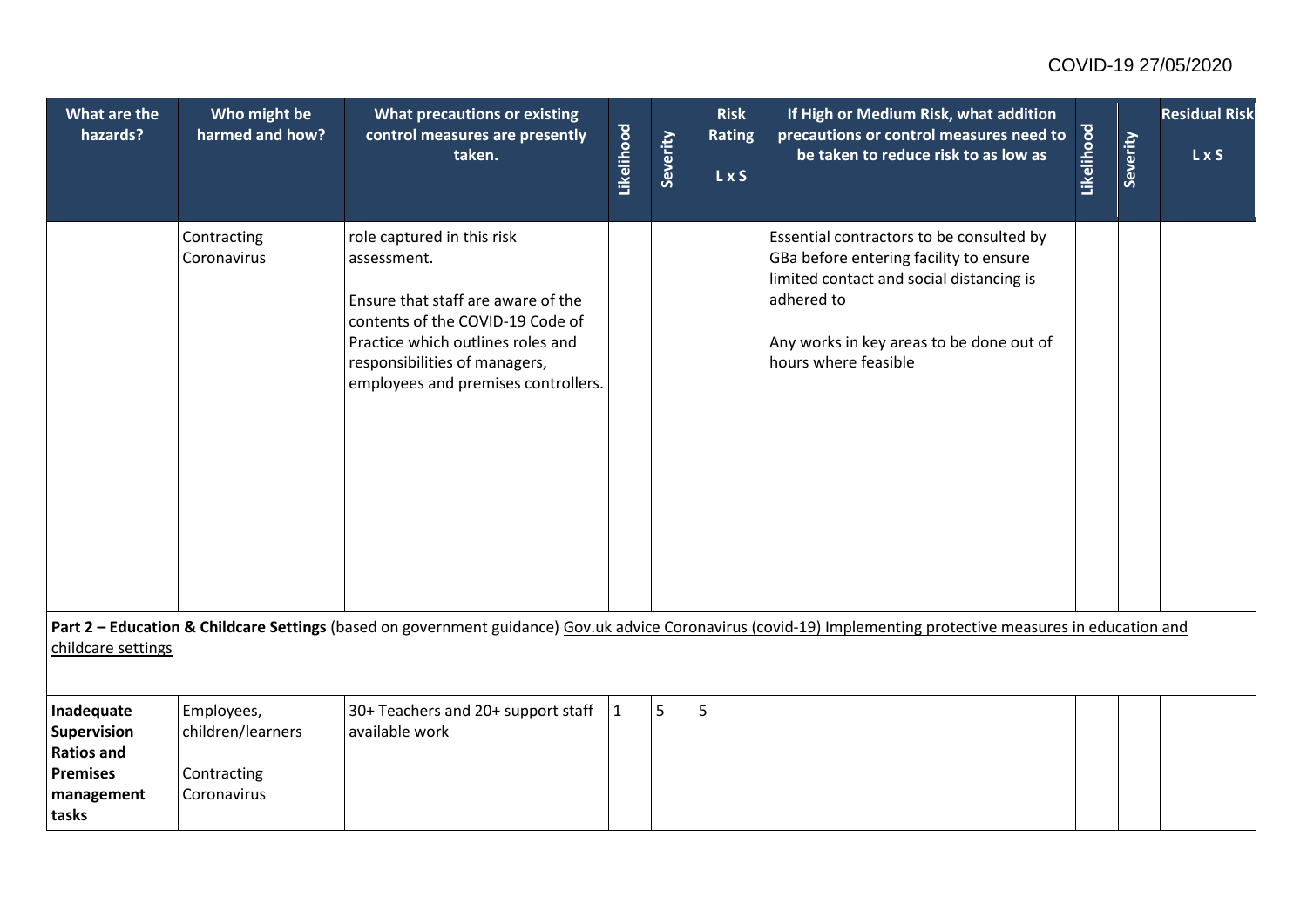| What are the hazards? | Who might be harmed and how? | What precautions or existing control measures are presently taken. | Likelihood | Severity | Risk Rating L x S | If High or Medium Risk, what addition precautions or control measures need to be taken to reduce risk to as low as | Likelihood | Severity | Residual Risk L x S |
|---|---|---|---|---|---|---|---|---|---|
| | Contracting Coronavirus | role captured in this risk assessment.<br><br>Ensure that staff are aware of the contents of the COVID-19 Code of Practice which outlines roles and responsibilities of managers, employees and premises controllers. | | | | Essential contractors to be consulted by GBa before entering facility to ensure limited contact and social distancing is adhered to<br><br>Any works in key areas to be done out of hours where feasible | | | |
| **Part 2 – Education & Childcare Settings** (based on government guidance) Gov.uk advice Coronavirus (covid-19) Implementing protective measures in education and childcare settings | | | | | | | | | |
| **Inadequate Supervision Ratios and Premises management tasks** | Employees, children/learners<br><br>Contracting Coronavirus | 30+ Teachers and 20+ support staff available work | 1 | 5 | 5 | | | | |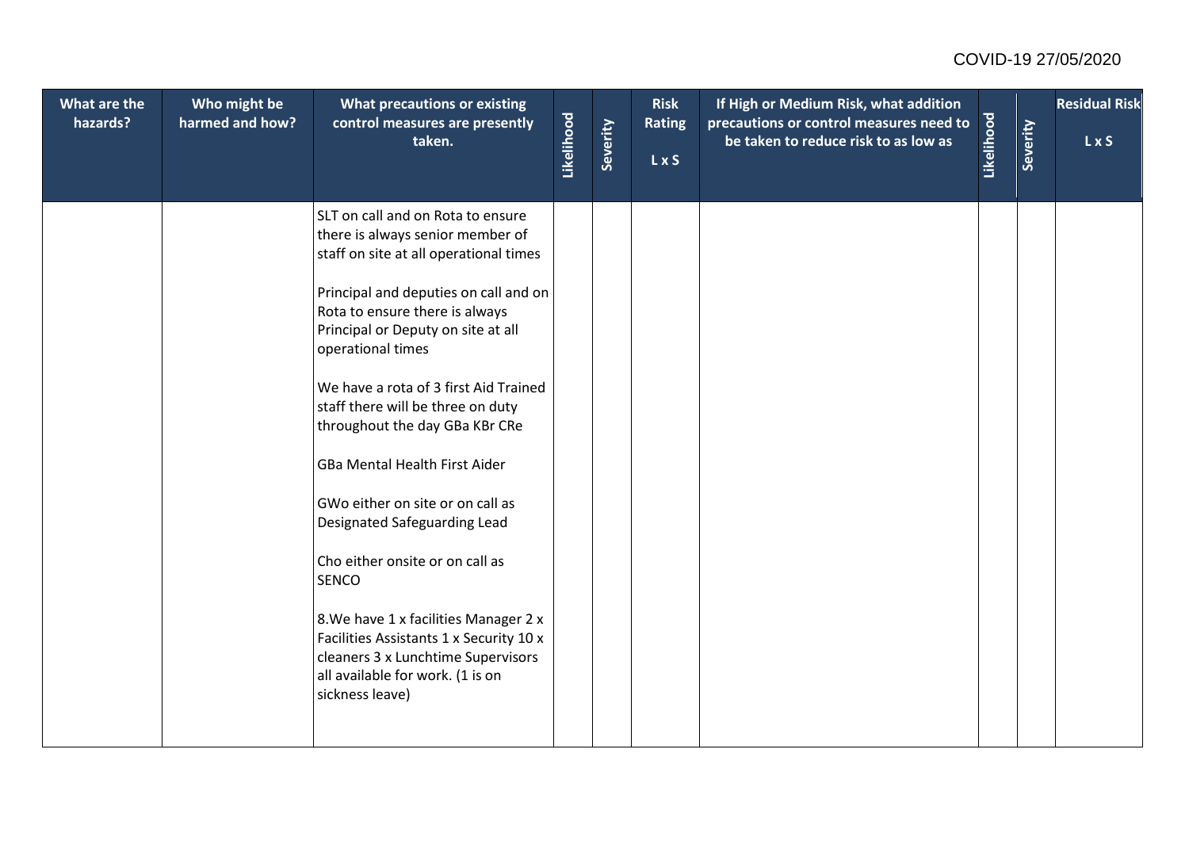| What are the hazards? | Who might be harmed and how? | What precautions or existing control measures are presently taken. | Likelihood | Severity | Risk Rating L x S | If High or Medium Risk, what addition precautions or control measures need to be taken to reduce risk to as low as | Likelihood | Severity | Residual Risk L x S |
|---|---|---|---|---|---|---|---|---|---|
| | | SLT on call and on Rota to ensure there is always senior member of staff on site at all operational times<br><br>Principal and deputies on call and on Rota to ensure there is always Principal or Deputy on site at all operational times<br><br>We have a rota of 3 first Aid Trained staff there will be three on duty throughout the day GBa KBr CRe<br><br>GBa Mental Health First Aider<br><br>GWo either on site or on call as Designated Safeguarding Lead<br><br>Cho either onsite or on call as SENCO<br><br>8.We have 1 x facilities Manager 2 x Facilities Assistants 1 x Security 10 x cleaners 3 x Lunchtime Supervisors all available for work. (1 is on sickness leave) | | | | | | | |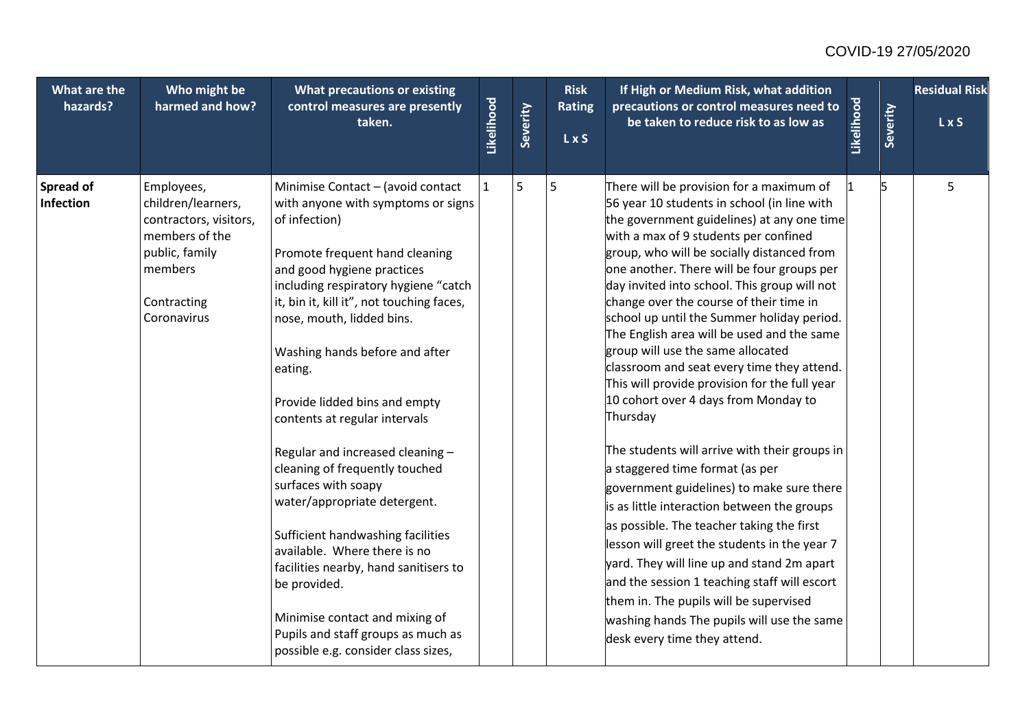| What are the hazards? | Who might be harmed and how? | What precautions or existing control measures are presently taken. | Likelihood | Severity | Risk Rating L x S | If High or Medium Risk, what addition precautions or control measures need to be taken to reduce risk to as low as | Likelihood | Severity | Residual Risk L x S |
|---|---|---|---|---|---|---|---|---|---|
| **Spread of Infection** | Employees, children/learners, contractors, visitors, members of the public, family members<br><br>Contracting Coronavirus | Minimise Contact – (avoid contact with anyone with symptoms or signs of infection)<br><br>Promote frequent hand cleaning and good hygiene practices including respiratory hygiene "catch it, bin it, kill it", not touching faces, nose, mouth, lidded bins.<br><br>Washing hands before and after eating.<br><br>Provide lidded bins and empty contents at regular intervals<br><br>Regular and increased cleaning – cleaning of frequently touched surfaces with soapy water/appropriate detergent.<br><br>Sufficient handwashing facilities available. Where there is no facilities nearby, hand sanitisers to be provided.<br><br>Minimise contact and mixing of Pupils and staff groups as much as possible e.g. consider class sizes, | 1 | 5 | 5 | There will be provision for a maximum of 56 year 10 students in school (in line with the government guidelines) at any one time with a max of 9 students per confined group, who will be socially distanced from one another. There will be four groups per day invited into school. This group will not change over the course of their time in school up until the Summer holiday period. The English area will be used and the same group will use the same allocated classroom and seat every time they attend. This will provide provision for the full year 10 cohort over 4 days from Monday to Thursday<br><br>The students will arrive with their groups in a staggered time format (as per government guidelines) to make sure there is as little interaction between the groups as possible. The teacher taking the first lesson will greet the students in the year 7 yard. They will line up and stand 2m apart and the session 1 teaching staff will escort them in. The pupils will be supervised washing hands The pupils will use the same desk every time they attend. | 1 | 5 | 5 |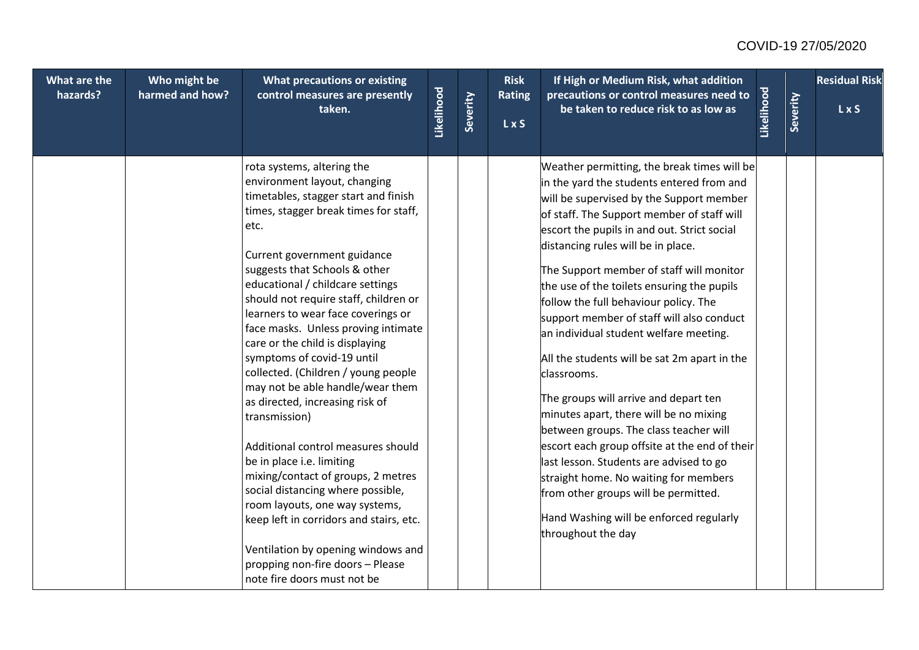| What are the hazards? | Who might be harmed and how? | What precautions or existing control measures are presently taken. | Likelihood | Severity | Risk Rating L x S | If High or Medium Risk, what addition precautions or control measures need to be taken to reduce risk to as low as | Likelihood | Severity | Residual Risk L x S |
|---|---|---|---|---|---|---|---|---|---|
| | | rota systems, altering the environment layout, changing timetables, stagger start and finish times, stagger break times for staff, etc.<br><br>Current government guidance suggests that Schools & other educational / childcare settings should not require staff, children or learners to wear face coverings or face masks. Unless proving intimate care or the child is displaying symptoms of covid-19 until collected. (Children / young people may not be able handle/wear them as directed, increasing risk of transmission)<br><br>Additional control measures should be in place i.e. limiting mixing/contact of groups, 2 metres social distancing where possible, room layouts, one way systems, keep left in corridors and stairs, etc.<br><br>Ventilation by opening windows and propping non-fire doors – Please note fire doors must not be | | | | Weather permitting, the break times will be in the yard the students entered from and will be supervised by the Support member of staff. The Support member of staff will escort the pupils in and out. Strict social distancing rules will be in place.<br><br>The Support member of staff will monitor the use of the toilets ensuring the pupils follow the full behaviour policy. The support member of staff will also conduct an individual student welfare meeting.<br><br>All the students will be sat 2m apart in the classrooms.<br><br>The groups will arrive and depart ten minutes apart, there will be no mixing between groups. The class teacher will escort each group offsite at the end of their last lesson. Students are advised to go straight home. No waiting for members from other groups will be permitted.<br><br>Hand Washing will be enforced regularly throughout the day | | | |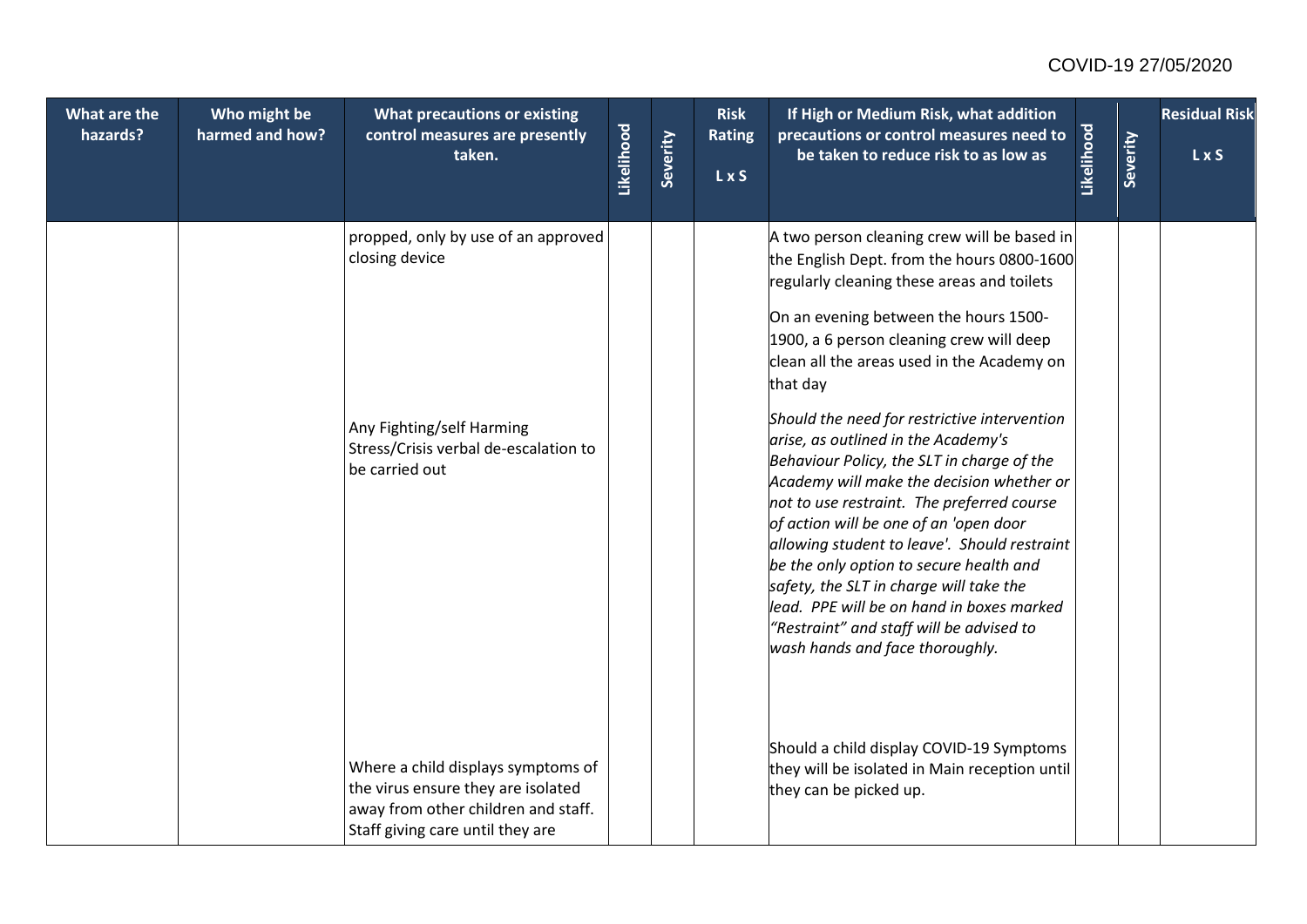| What are the hazards? | Who might be harmed and how? | What precautions or existing control measures are presently taken. | Likelihood | Severity | Risk Rating L x S | If High or Medium Risk, what addition precautions or control measures need to be taken to reduce risk to as low as | Likelihood | Severity | Residual Risk L x S |
|---|---|---|---|---|---|---|---|---|---|
| | | propped, only by use of an approved closing device | | | | A two person cleaning crew will be based in the English Dept. from the hours 0800-1600 regularly cleaning these areas and toilets<br><br>On an evening between the hours 1500-1900, a 6 person cleaning crew will deep clean all the areas used in the Academy on that day | | | |
| | | Any Fighting/self Harming Stress/Crisis verbal de-escalation to be carried out | | | | *Should the need for restrictive intervention arise, as outlined in the Academy's Behaviour Policy, the SLT in charge of the Academy will make the decision whether or not to use restraint. The preferred course of action will be one of an 'open door allowing student to leave'. Should restraint be the only option to secure health and safety, the SLT in charge will take the lead. PPE will be on hand in boxes marked "Restraint" and staff will be advised to wash hands and face thoroughly.* | | | |
| | | Where a child displays symptoms of the virus ensure they are isolated away from other children and staff. Staff giving care until they are | | | | Should a child display COVID-19 Symptoms they will be isolated in Main reception until they can be picked up. | | | |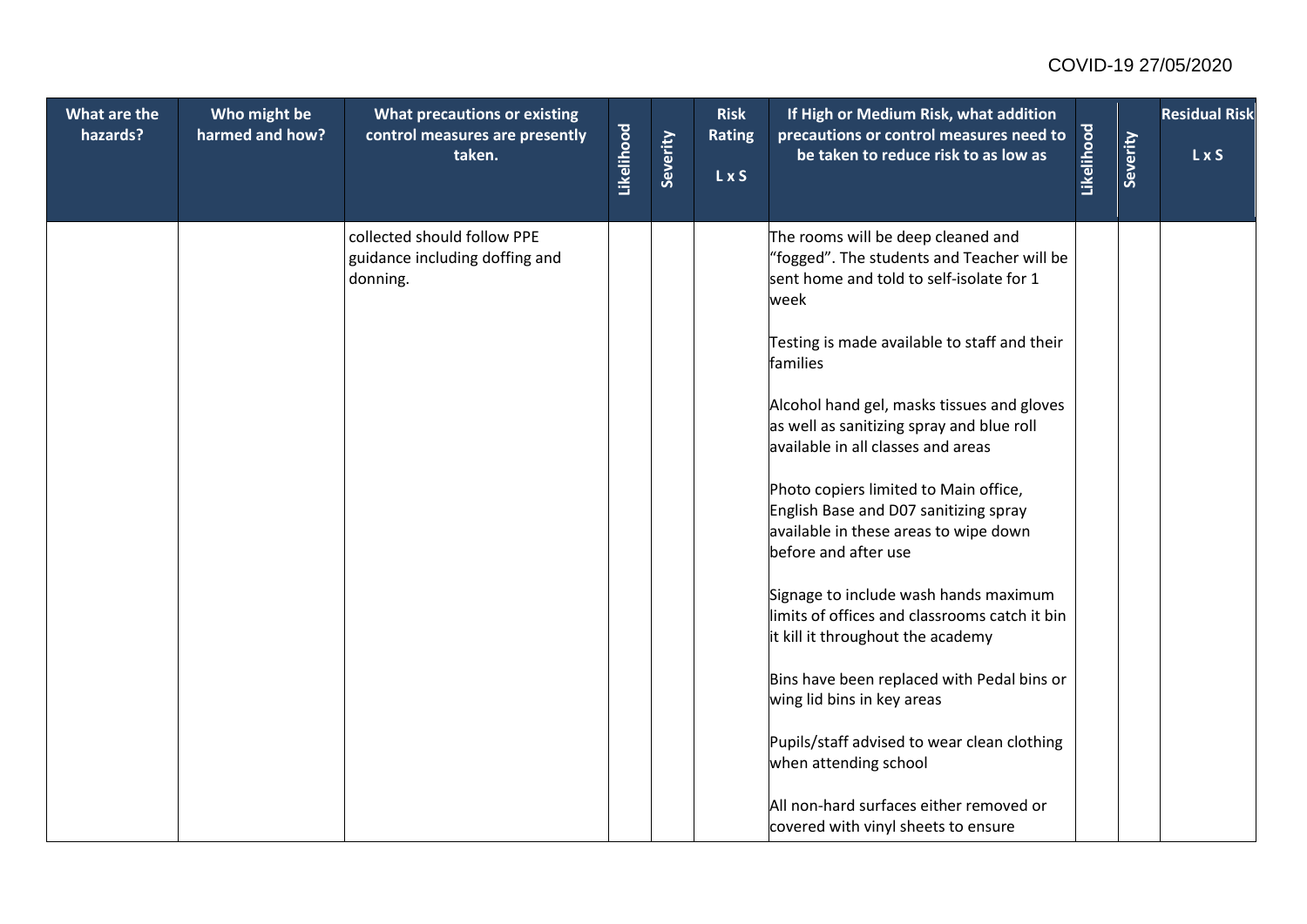| What are the hazards? | Who might be harmed and how? | What precautions or existing control measures are presently taken. | Likelihood | Severity | Risk Rating L x S | If High or Medium Risk, what addition precautions or control measures need to be taken to reduce risk to as low as | Likelihood | Severity | Residual Risk L x S |
|---|---|---|---|---|---|---|---|---|---|
| | | collected should follow PPE guidance including doffing and donning. | | | | The rooms will be deep cleaned and "fogged". The students and Teacher will be sent home and told to self-isolate for 1 week<br><br>Testing is made available to staff and their families<br><br>Alcohol hand gel, masks tissues and gloves as well as sanitizing spray and blue roll available in all classes and areas<br><br>Photo copiers limited to Main office, English Base and D07 sanitizing spray available in these areas to wipe down before and after use<br><br>Signage to include wash hands maximum limits of offices and classrooms catch it bin it kill it throughout the academy<br><br>Bins have been replaced with Pedal bins or wing lid bins in key areas<br><br>Pupils/staff advised to wear clean clothing when attending school<br><br>All non-hard surfaces either removed or covered with vinyl sheets to ensure | | | |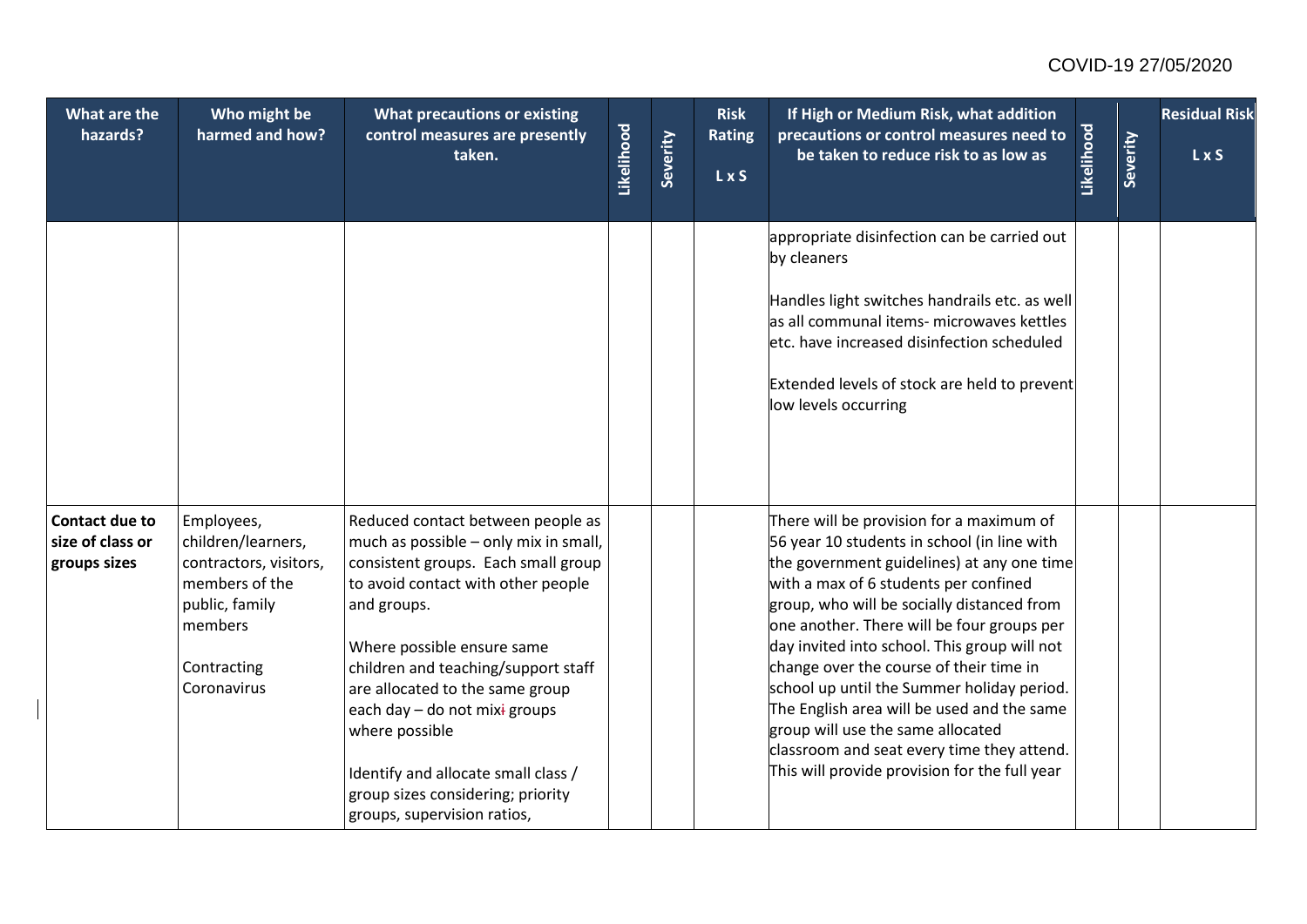| What are the hazards? | Who might be harmed and how? | What precautions or existing control measures are presently taken. | Likelihood | Severity | Risk Rating L x S | If High or Medium Risk, what addition precautions or control measures need to be taken to reduce risk to as low as | Likelihood | Severity | Residual Risk L x S |
|---|---|---|---|---|---|---|---|---|---|
| | | | | | | appropriate disinfection can be carried out by cleaners<br><br>Handles light switches handrails etc. as well as all communal items- microwaves kettles etc. have increased disinfection scheduled<br><br>Extended levels of stock are held to prevent low levels occurring | | | |
| **Contact due to size of class or groups sizes** | Employees, children/learners, contractors, visitors, members of the public, family members<br><br>Contracting Coronavirus | Reduced contact between people as much as possible – only mix in small, consistent groups. Each small group to avoid contact with other people and groups.<br><br>Where possible ensure same children and teaching/support staff are allocated to the same group each day – do not mixi groups where possible<br><br>Identify and allocate small class / group sizes considering; priority groups, supervision ratios, | | | | There will be provision for a maximum of 56 year 10 students in school (in line with the government guidelines) at any one time with a max of 6 students per confined group, who will be socially distanced from one another. There will be four groups per day invited into school. This group will not change over the course of their time in school up until the Summer holiday period. The English area will be used and the same group will use the same allocated classroom and seat every time they attend. This will provide provision for the full year | | | |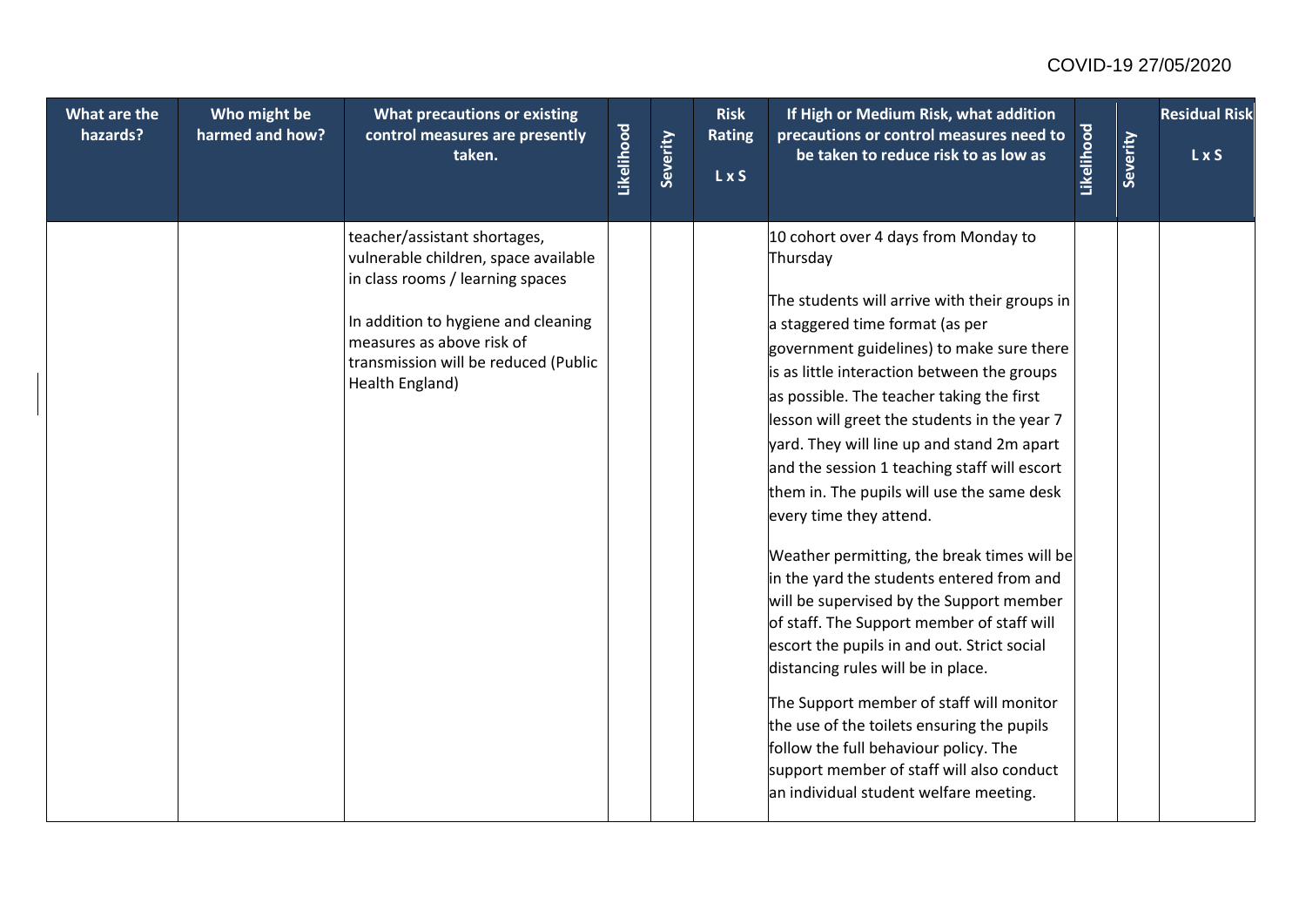| What are the hazards? | Who might be harmed and how? | What precautions or existing control measures are presently taken. | Likelihood | Severity | Risk Rating L x S | If High or Medium Risk, what addition precautions or control measures need to be taken to reduce risk to as low as | Likelihood | Severity | Residual Risk L x S |
|---|---|---|---|---|---|---|---|---|---|
| | | teacher/assistant shortages, vulnerable children, space available in class rooms / learning spaces<br><br>In addition to hygiene and cleaning measures as above risk of transmission will be reduced (Public Health England) | | | | 10 cohort over 4 days from Monday to Thursday<br><br>The students will arrive with their groups in a staggered time format (as per government guidelines) to make sure there is as little interaction between the groups as possible. The teacher taking the first lesson will greet the students in the year 7 yard. They will line up and stand 2m apart and the session 1 teaching staff will escort them in. The pupils will use the same desk every time they attend.<br><br>Weather permitting, the break times will be in the yard the students entered from and will be supervised by the Support member of staff. The Support member of staff will escort the pupils in and out. Strict social distancing rules will be in place.<br><br>The Support member of staff will monitor the use of the toilets ensuring the pupils follow the full behaviour policy. The support member of staff will also conduct an individual student welfare meeting. | | | |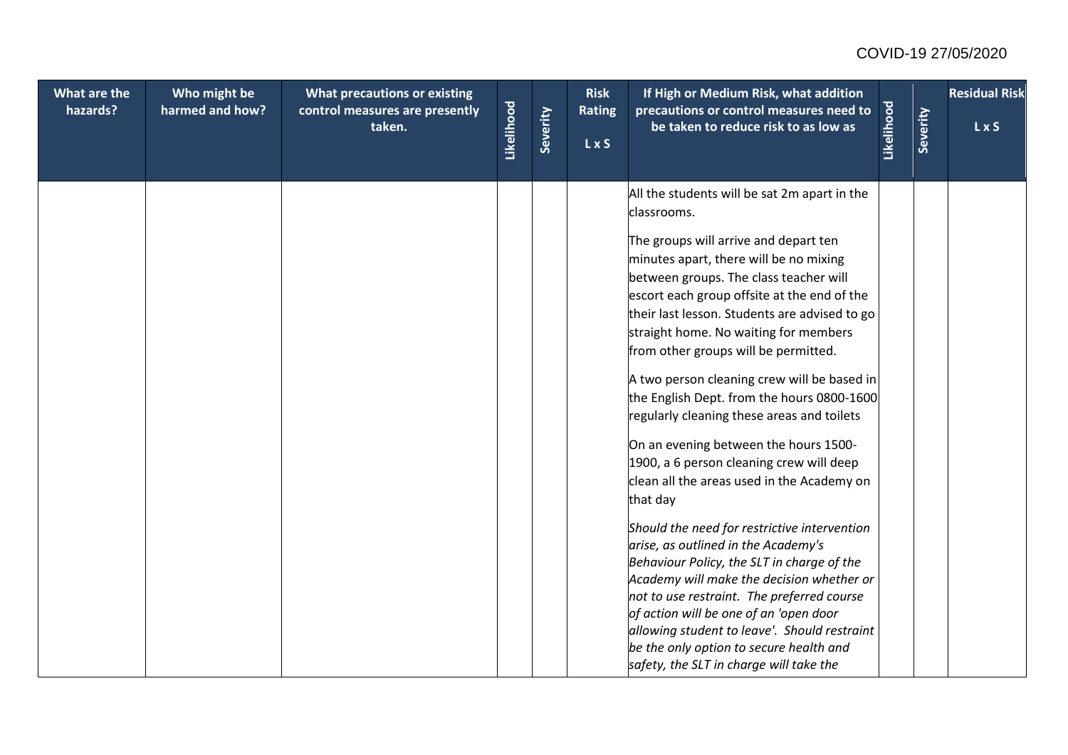| What are the hazards? | Who might be harmed and how? | What precautions or existing control measures are presently taken. | Likelihood | Severity | Risk Rating L x S | If High or Medium Risk, what addition precautions or control measures need to be taken to reduce risk to as low as | Likelihood | Severity | Residual Risk L x S |
|---|---|---|---|---|---|---|---|---|---|
| | | | | | | All the students will be sat 2m apart in the classrooms.<br><br>The groups will arrive and depart ten minutes apart, there will be no mixing between groups. The class teacher will escort each group offsite at the end of the their last lesson. Students are advised to go straight home. No waiting for members from other groups will be permitted.<br><br>A two person cleaning crew will be based in the English Dept. from the hours 0800-1600 regularly cleaning these areas and toilets<br><br>On an evening between the hours 1500-1900, a 6 person cleaning crew will deep clean all the areas used in the Academy on that day<br><br>*Should the need for restrictive intervention arise, as outlined in the Academy's Behaviour Policy, the SLT in charge of the Academy will make the decision whether or not to use restraint. The preferred course of action will be one of an 'open door allowing student to leave'. Should restraint be the only option to secure health and safety, the SLT in charge will take the* | | | |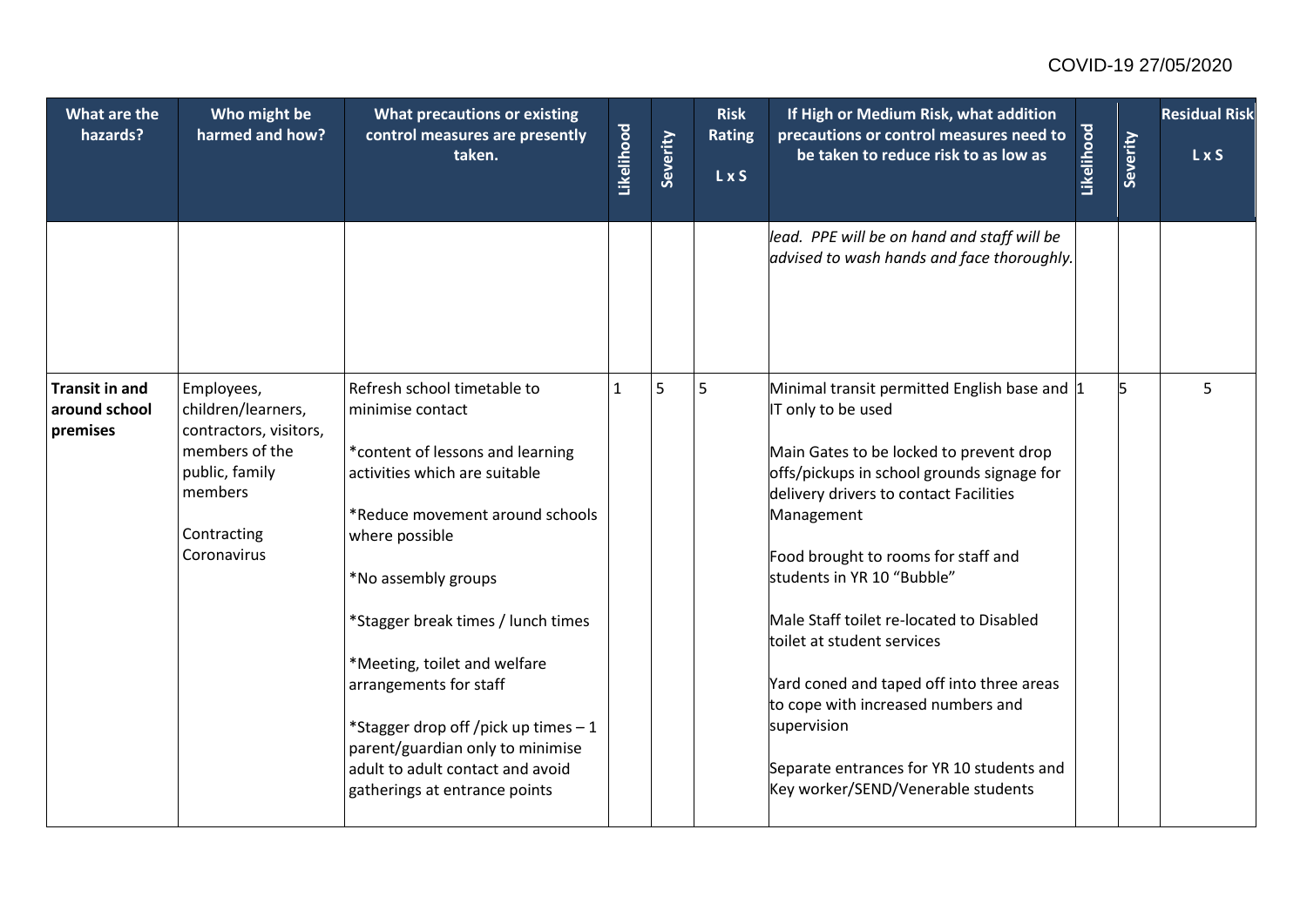| What are the hazards? | Who might be harmed and how? | What precautions or existing control measures are presently taken. | Likelihood | Severity | Risk Rating L x S | If High or Medium Risk, what addition precautions or control measures need to be taken to reduce risk to as low as | Likelihood | Severity | Residual Risk L x S |
|---|---|---|---|---|---|---|---|---|---|
| | | | | | | *lead. PPE will be on hand and staff will be advised to wash hands and face thoroughly.* | | | |
| **Transit in and around school premises** | Employees, children/learners, contractors, visitors, members of the public, family members<br><br>Contracting Coronavirus | Refresh school timetable to minimise contact<br><br>*content of lessons and learning activities which are suitable<br><br>*Reduce movement around schools where possible<br><br>*No assembly groups<br><br>*Stagger break times / lunch times<br><br>*Meeting, toilet and welfare arrangements for staff<br><br>*Stagger drop off /pick up times – 1 parent/guardian only to minimise adult to adult contact and avoid gatherings at entrance points | 1 | 5 | 5 | Minimal transit permitted English base and IT only to be used<br><br>Main Gates to be locked to prevent drop offs/pickups in school grounds signage for delivery drivers to contact Facilities Management<br><br>Food brought to rooms for staff and students in YR 10 “Bubble”<br><br>Male Staff toilet re-located to Disabled toilet at student services<br><br>Yard coned and taped off into three areas to cope with increased numbers and supervision<br><br>Separate entrances for YR 10 students and Key worker/SEND/Venerable students | 1 | 5 | 5 |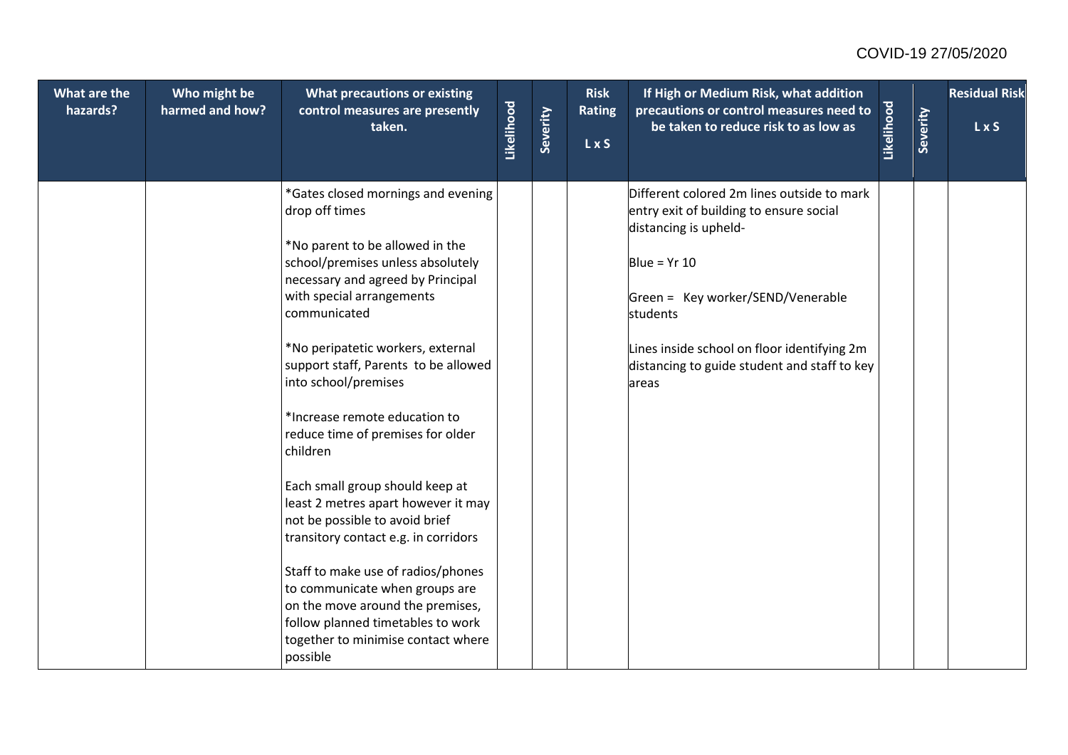| What are the hazards? | Who might be harmed and how? | What precautions or existing control measures are presently taken. | Likelihood | Severity | Risk Rating L x S | If High or Medium Risk, what addition precautions or control measures need to be taken to reduce risk to as low as | Likelihood | Severity | Residual Risk L x S |
|---|---|---|---|---|---|---|---|---|---|
| | | *Gates closed mornings and evening drop off times<br><br>*No parent to be allowed in the school/premises unless absolutely necessary and agreed by Principal with special arrangements communicated<br><br>*No peripatetic workers, external support staff, Parents to be allowed into school/premises<br><br>*Increase remote education to reduce time of premises for older children<br><br>Each small group should keep at least 2 metres apart however it may not be possible to avoid brief transitory contact e.g. in corridors<br><br>Staff to make use of radios/phones to communicate when groups are on the move around the premises, follow planned timetables to work together to minimise contact where possible | | | | Different colored 2m lines outside to mark entry exit of building to ensure social distancing is upheld-<br><br>Blue = Yr 10<br><br>Green = Key worker/SEND/Venerable students<br><br>Lines inside school on floor identifying 2m distancing to guide student and staff to key areas | | | |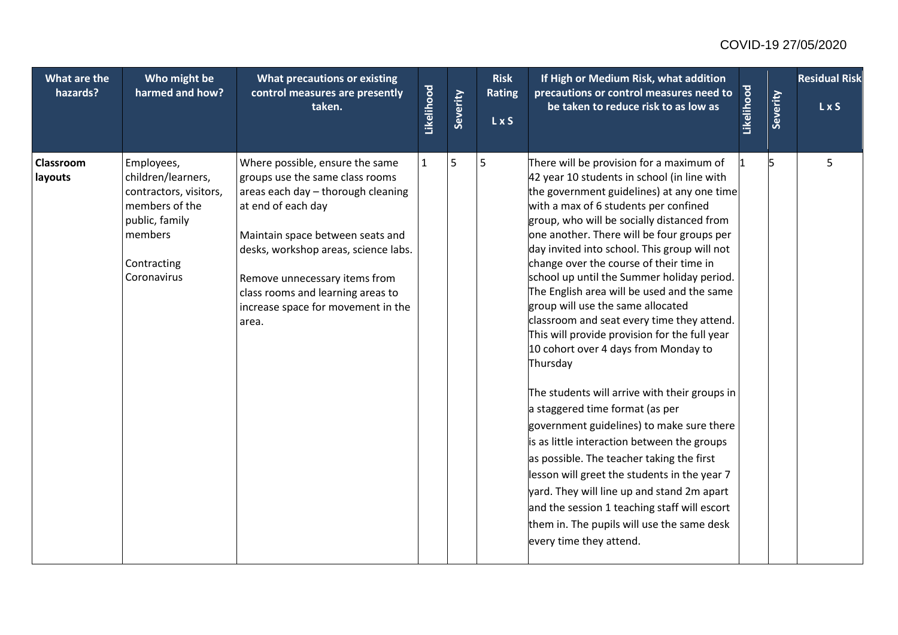| What are the hazards? | Who might be harmed and how? | What precautions or existing control measures are presently taken. | Likelihood | Severity | Risk Rating L x S | If High or Medium Risk, what addition precautions or control measures need to be taken to reduce risk to as low as | Likelihood | Severity | Residual Risk L x S |
|---|---|---|---|---|---|---|---|---|---|
| **Classroom layouts** | Employees, children/learners, contractors, visitors, members of the public, family members<br><br>Contracting Coronavirus | Where possible, ensure the same groups use the same class rooms areas each day – thorough cleaning at end of each day<br><br>Maintain space between seats and desks, workshop areas, science labs.<br><br>Remove unnecessary items from class rooms and learning areas to increase space for movement in the area. | 1 | 5 | 5 | There will be provision for a maximum of 42 year 10 students in school (in line with the government guidelines) at any one time with a max of 6 students per confined group, who will be socially distanced from one another. There will be four groups per day invited into school. This group will not change over the course of their time in school up until the Summer holiday period. The English area will be used and the same group will use the same allocated classroom and seat every time they attend. This will provide provision for the full year 10 cohort over 4 days from Monday to Thursday<br><br>The students will arrive with their groups in a staggered time format (as per government guidelines) to make sure there is as little interaction between the groups as possible. The teacher taking the first lesson will greet the students in the year 7 yard. They will line up and stand 2m apart and the session 1 teaching staff will escort them in. The pupils will use the same desk every time they attend. | 1 | 5 | 5 |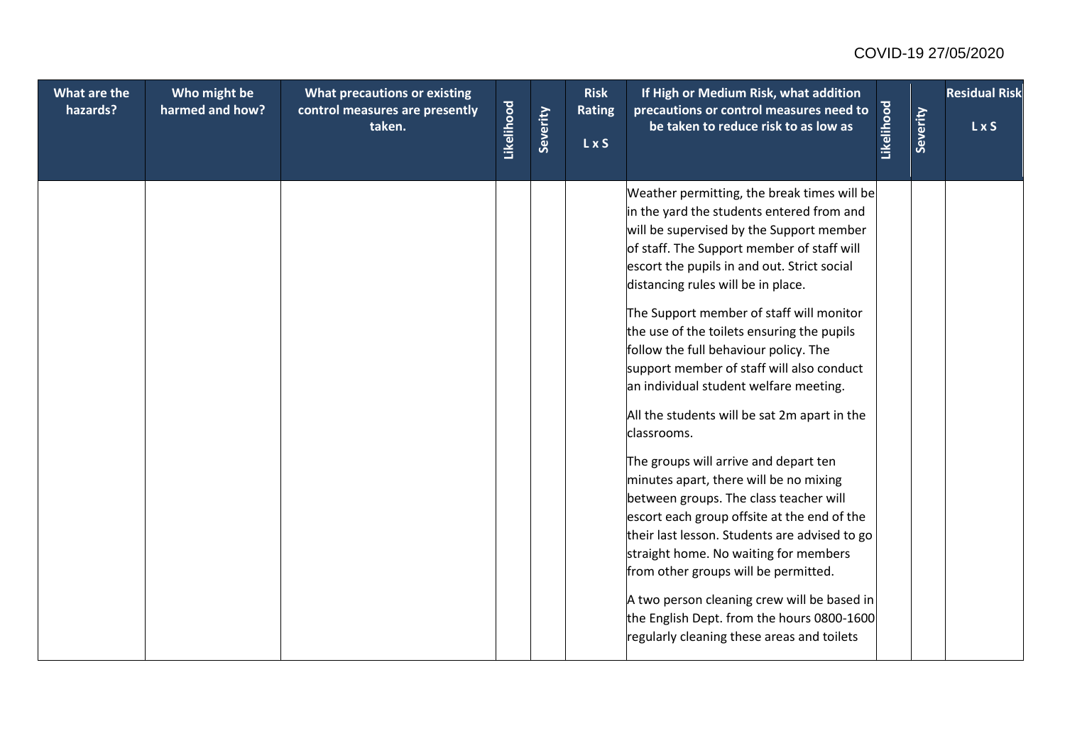| What are the hazards? | Who might be harmed and how? | What precautions or existing control measures are presently taken. | Likelihood | Severity | Risk Rating L x S | If High or Medium Risk, what addition precautions or control measures need to be taken to reduce risk to as low as | Likelihood | Severity | Residual Risk L x S |
|---|---|---|---|---|---|---|---|---|---|
| | | | | | | Weather permitting, the break times will be in the yard the students entered from and will be supervised by the Support member of staff. The Support member of staff will escort the pupils in and out. Strict social distancing rules will be in place.<br><br>The Support member of staff will monitor the use of the toilets ensuring the pupils follow the full behaviour policy. The support member of staff will also conduct an individual student welfare meeting.<br><br>All the students will be sat 2m apart in the classrooms.<br><br>The groups will arrive and depart ten minutes apart, there will be no mixing between groups. The class teacher will escort each group offsite at the end of the their last lesson. Students are advised to go straight home. No waiting for members from other groups will be permitted.<br><br>A two person cleaning crew will be based in the English Dept. from the hours 0800-1600 regularly cleaning these areas and toilets | | | |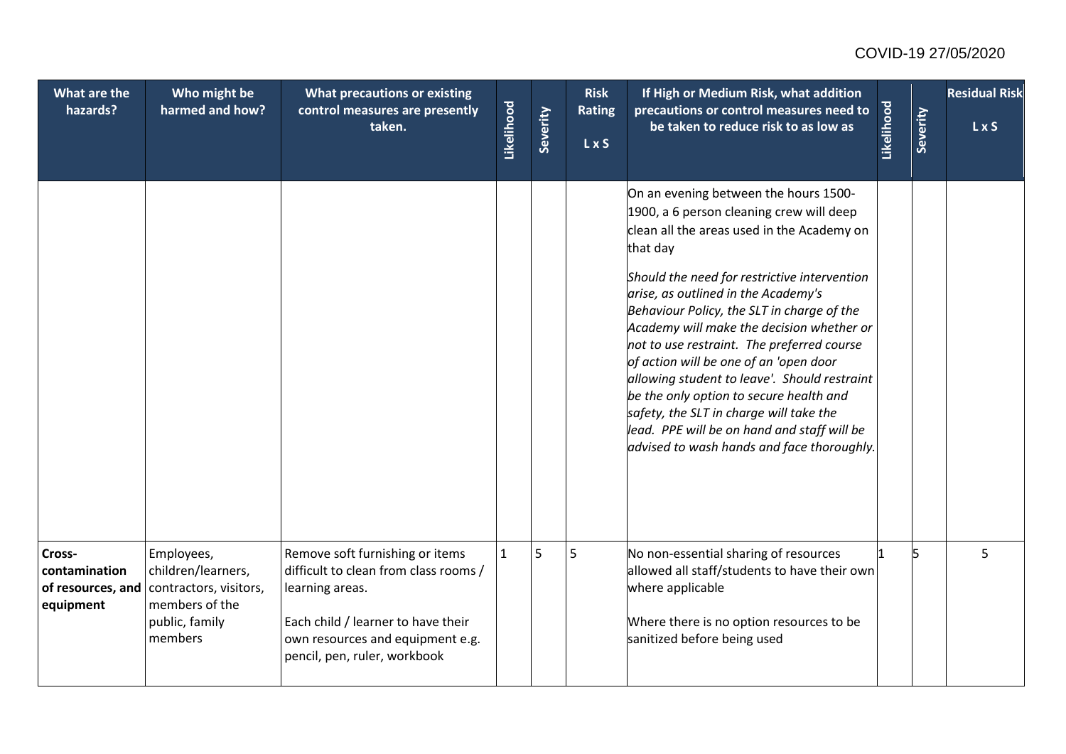| What are the hazards? | Who might be harmed and how? | What precautions or existing control measures are presently taken. | Likelihood | Severity | Risk Rating L x S | If High or Medium Risk, what addition precautions or control measures need to be taken to reduce risk to as low as | Likelihood | Severity | Residual Risk L x S |
|---|---|---|---|---|---|---|---|---|---|
| | | | | | | On an evening between the hours 1500-1900, a 6 person cleaning crew will deep clean all the areas used in the Academy on that day<br><br>*Should the need for restrictive intervention arise, as outlined in the Academy's Behaviour Policy, the SLT in charge of the Academy will make the decision whether or not to use restraint. The preferred course of action will be one of an 'open door allowing student to leave'. Should restraint be the only option to secure health and safety, the SLT in charge will take the lead. PPE will be on hand and staff will be advised to wash hands and face thoroughly.* | | | |
| **Cross-contamination of resources, and equipment** | Employees, children/learners, contractors, visitors, members of the public, family members | Remove soft furnishing or items difficult to clean from class rooms / learning areas.<br><br>Each child / learner to have their own resources and equipment e.g. pencil, pen, ruler, workbook | 1 | 5 | 5 | No non-essential sharing of resources allowed all staff/students to have their own where applicable<br><br>Where there is no option resources to be sanitized before being used | 1 | 5 | 5 |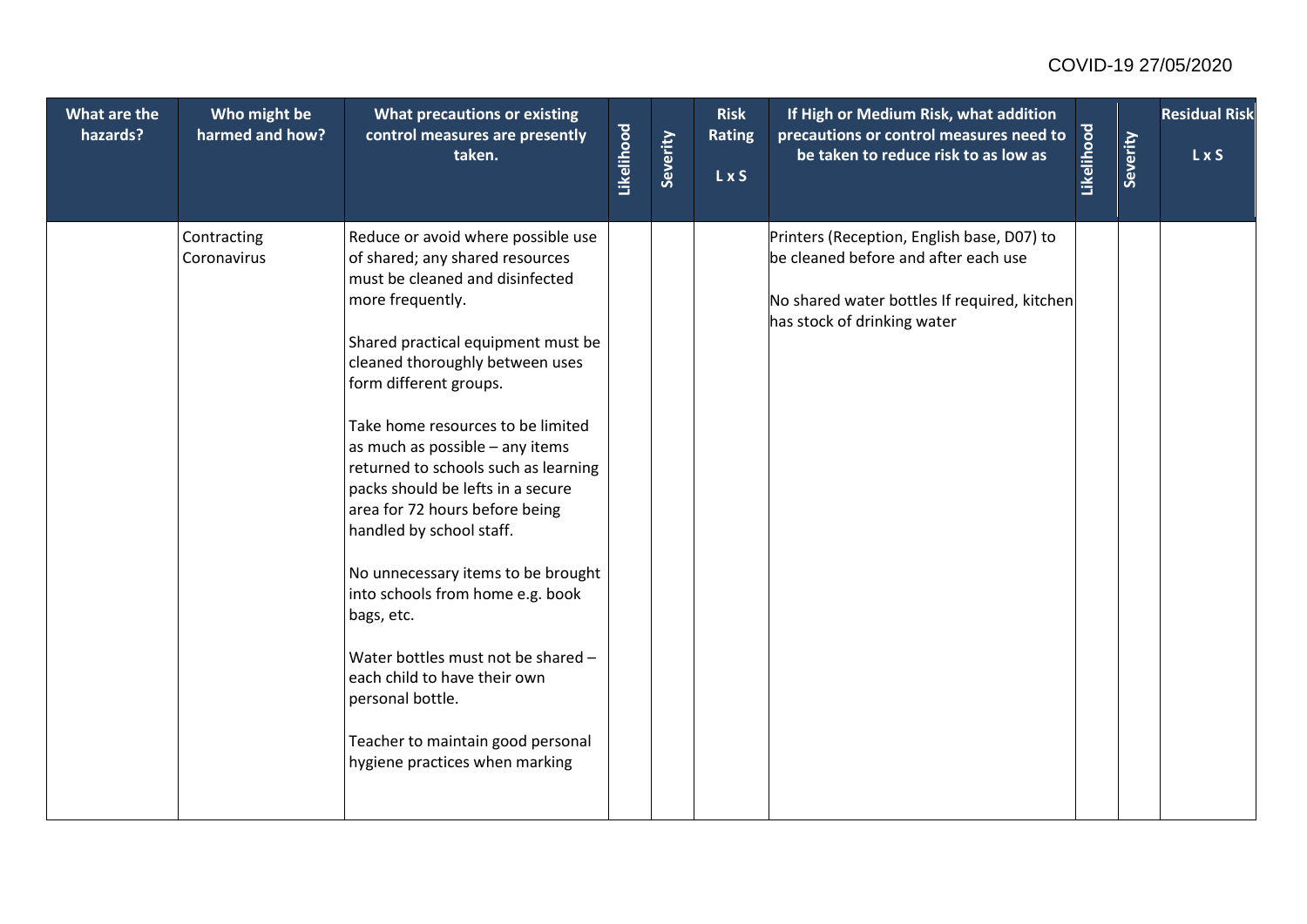| What are the hazards? | Who might be harmed and how? | What precautions or existing control measures are presently taken. | Likelihood | Severity | Risk Rating L x S | If High or Medium Risk, what addition precautions or control measures need to be taken to reduce risk to as low as | Likelihood | Severity | Residual Risk L x S |
|---|---|---|---|---|---|---|---|---|---|
| | Contracting Coronavirus | Reduce or avoid where possible use of shared; any shared resources must be cleaned and disinfected more frequently.<br><br>Shared practical equipment must be cleaned thoroughly between uses form different groups.<br><br>Take home resources to be limited as much as possible – any items returned to schools such as learning packs should be lefts in a secure area for 72 hours before being handled by school staff.<br><br>No unnecessary items to be brought into schools from home e.g. book bags, etc.<br><br>Water bottles must not be shared – each child to have their own personal bottle.<br><br>Teacher to maintain good personal hygiene practices when marking | | | | Printers (Reception, English base, D07) to be cleaned before and after each use<br><br>No shared water bottles If required, kitchen has stock of drinking water | | | |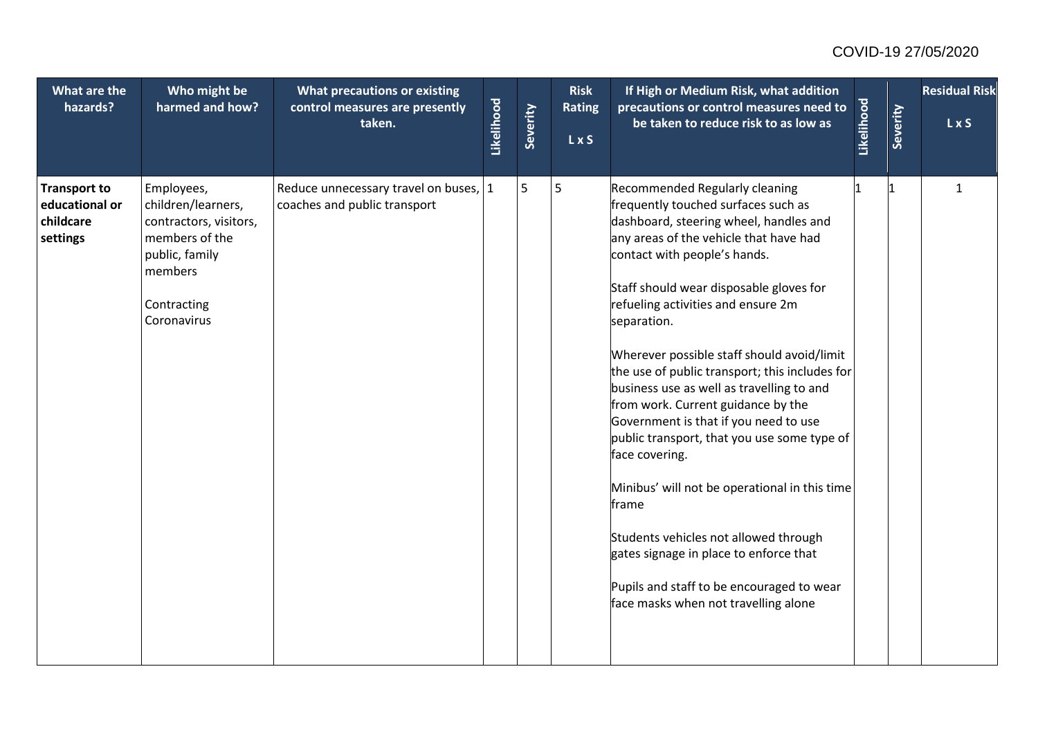| What are the hazards? | Who might be harmed and how? | What precautions or existing control measures are presently taken. | Likelihood | Severity | Risk Rating L x S | If High or Medium Risk, what addition precautions or control measures need to be taken to reduce risk to as low as | Likelihood | Severity | Residual Risk L x S |
|---|---|---|---|---|---|---|---|---|---|
| **Transport to educational or childcare settings** | Employees, children/learners, contractors, visitors, members of the public, family members<br><br>Contracting Coronavirus | Reduce unnecessary travel on buses, coaches and public transport | 1 | 5 | 5 | Recommended Regularly cleaning frequently touched surfaces such as dashboard, steering wheel, handles and any areas of the vehicle that have had contact with people's hands.<br><br>Staff should wear disposable gloves for refueling activities and ensure 2m separation.<br><br>Wherever possible staff should avoid/limit the use of public transport; this includes for business use as well as travelling to and from work. Current guidance by the Government is that if you need to use public transport, that you use some type of face covering.<br><br>Minibus' will not be operational in this time frame<br><br>Students vehicles not allowed through gates signage in place to enforce that<br><br>Pupils and staff to be encouraged to wear face masks when not travelling alone | 1 | 1 | 1 |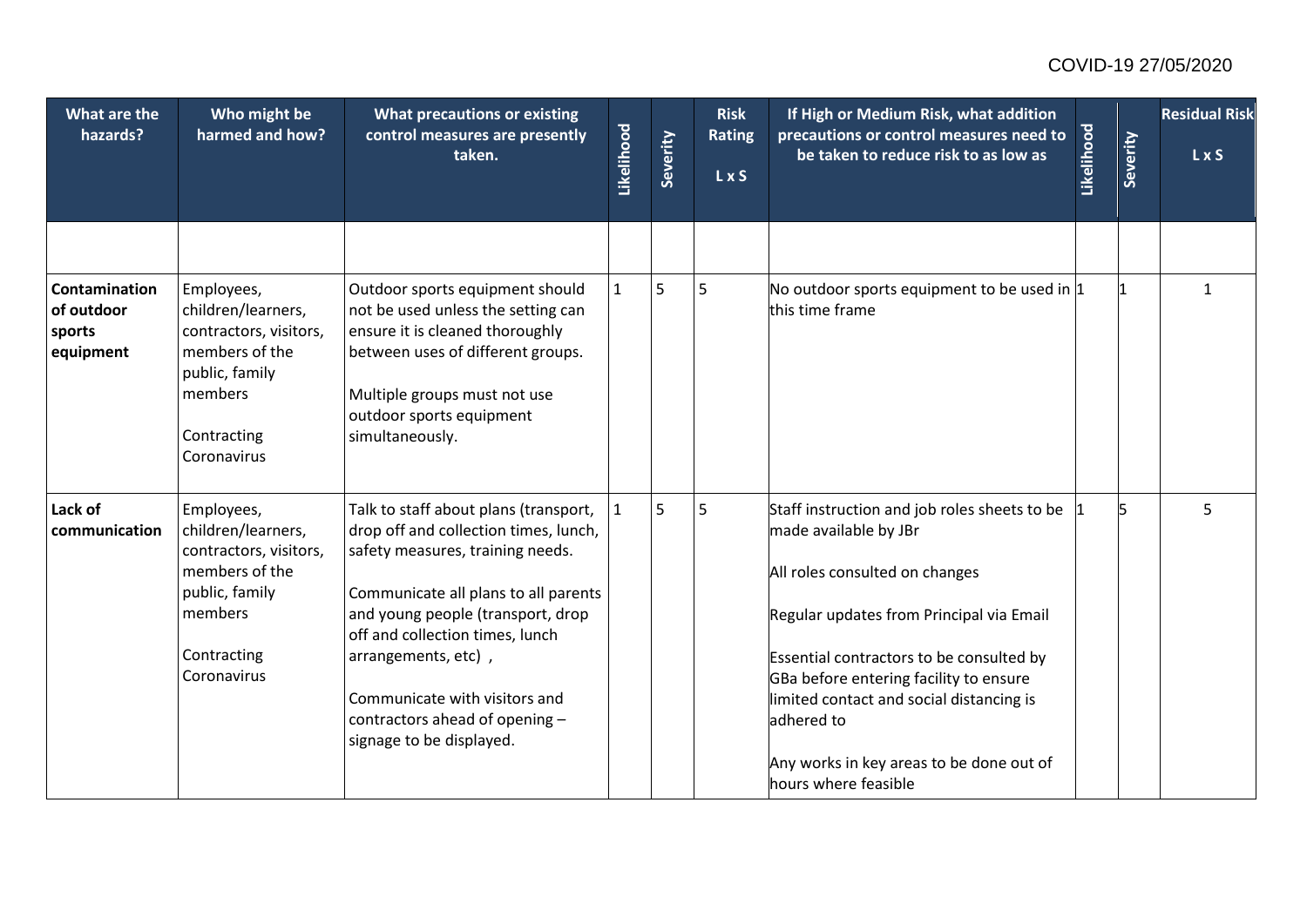| What are the hazards? | Who might be harmed and how? | What precautions or existing control measures are presently taken. | Likelihood | Severity | Risk Rating L x S | If High or Medium Risk, what addition precautions or control measures need to be taken to reduce risk to as low as | Likelihood | Severity | Residual Risk L x S |
|---|---|---|---|---|---|---|---|---|---|
| | | | | | | | | | |
| **Contamination of outdoor sports equipment** | Employees, children/learners, contractors, visitors, members of the public, family members<br><br>Contracting Coronavirus | Outdoor sports equipment should not be used unless the setting can ensure it is cleaned thoroughly between uses of different groups.<br><br>Multiple groups must not use outdoor sports equipment simultaneously. | 1 | 5 | 5 | No outdoor sports equipment to be used in this time frame | 1 | 1 | 1 |
| **Lack of communication** | Employees, children/learners, contractors, visitors, members of the public, family members<br><br>Contracting Coronavirus | Talk to staff about plans (transport, drop off and collection times, lunch, safety measures, training needs.<br><br>Communicate all plans to all parents and young people (transport, drop off and collection times, lunch arrangements, etc) ,<br><br>Communicate with visitors and contractors ahead of opening – signage to be displayed. | 1 | 5 | 5 | Staff instruction and job roles sheets to be made available by JBr<br><br>All roles consulted on changes<br><br>Regular updates from Principal via Email<br><br>Essential contractors to be consulted by GBa before entering facility to ensure limited contact and social distancing is adhered to<br><br>Any works in key areas to be done out of hours where feasible | 1 | 5 | 5 |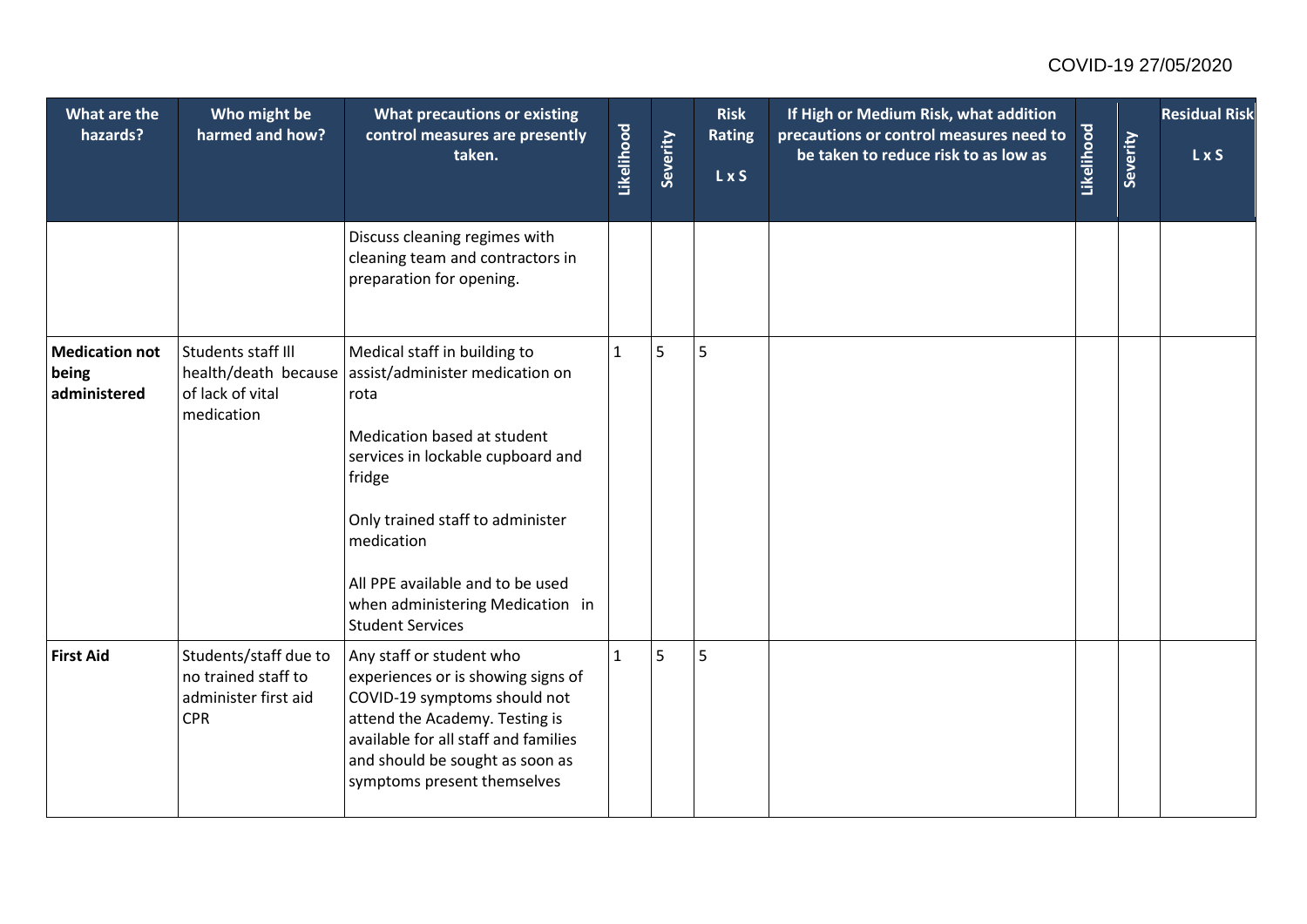| What are the hazards? | Who might be harmed and how? | What precautions or existing control measures are presently taken. | Likelihood | Severity | Risk Rating L x S | If High or Medium Risk, what addition precautions or control measures need to be taken to reduce risk to as low as | Likelihood | Severity | Residual Risk L x S |
|---|---|---|---|---|---|---|---|---|---|
| | | Discuss cleaning regimes with cleaning team and contractors in preparation for opening. | | | | | | | |
| **Medication not being administered** | Students staff Ill health/death because of lack of vital medication | Medical staff in building to assist/administer medication on rota<br><br>Medication based at student services in lockable cupboard and fridge<br><br>Only trained staff to administer medication<br><br>All PPE available and to be used when administering Medication in Student Services | 1 | 5 | 5 | | | | |
| **First Aid** | Students/staff due to no trained staff to administer first aid CPR | Any staff or student who experiences or is showing signs of COVID-19 symptoms should not attend the Academy. Testing is available for all staff and families and should be sought as soon as symptoms present themselves | 1 | 5 | 5 | | | | |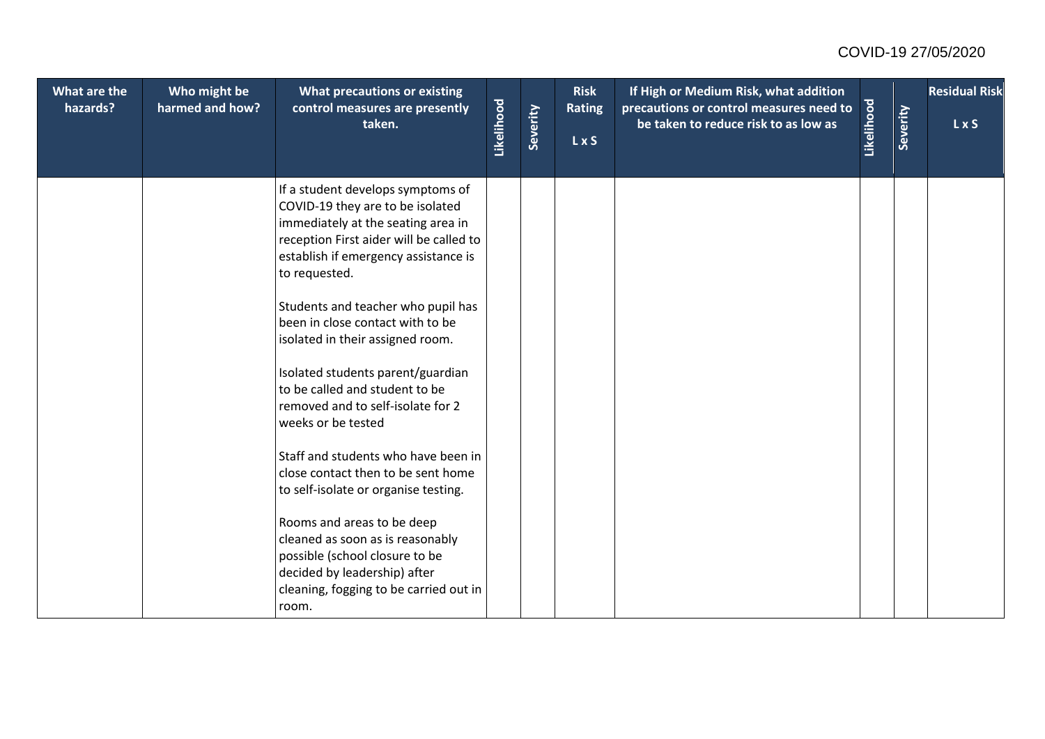| What are the hazards? | Who might be harmed and how? | What precautions or existing control measures are presently taken. | Likelihood | Severity | Risk Rating L x S | If High or Medium Risk, what addition precautions or control measures need to be taken to reduce risk to as low as | Likelihood | Severity | Residual Risk L x S |
|---|---|---|---|---|---|---|---|---|---|
| | | If a student develops symptoms of COVID-19 they are to be isolated immediately at the seating area in reception First aider will be called to establish if emergency assistance is to requested.<br><br>Students and teacher who pupil has been in close contact with to be isolated in their assigned room.<br><br>Isolated students parent/guardian to be called and student to be removed and to self-isolate for 2 weeks or be tested<br><br>Staff and students who have been in close contact then to be sent home to self-isolate or organise testing.<br><br>Rooms and areas to be deep cleaned as soon as is reasonably possible (school closure to be decided by leadership) after cleaning, fogging to be carried out in room. | | | | | | | |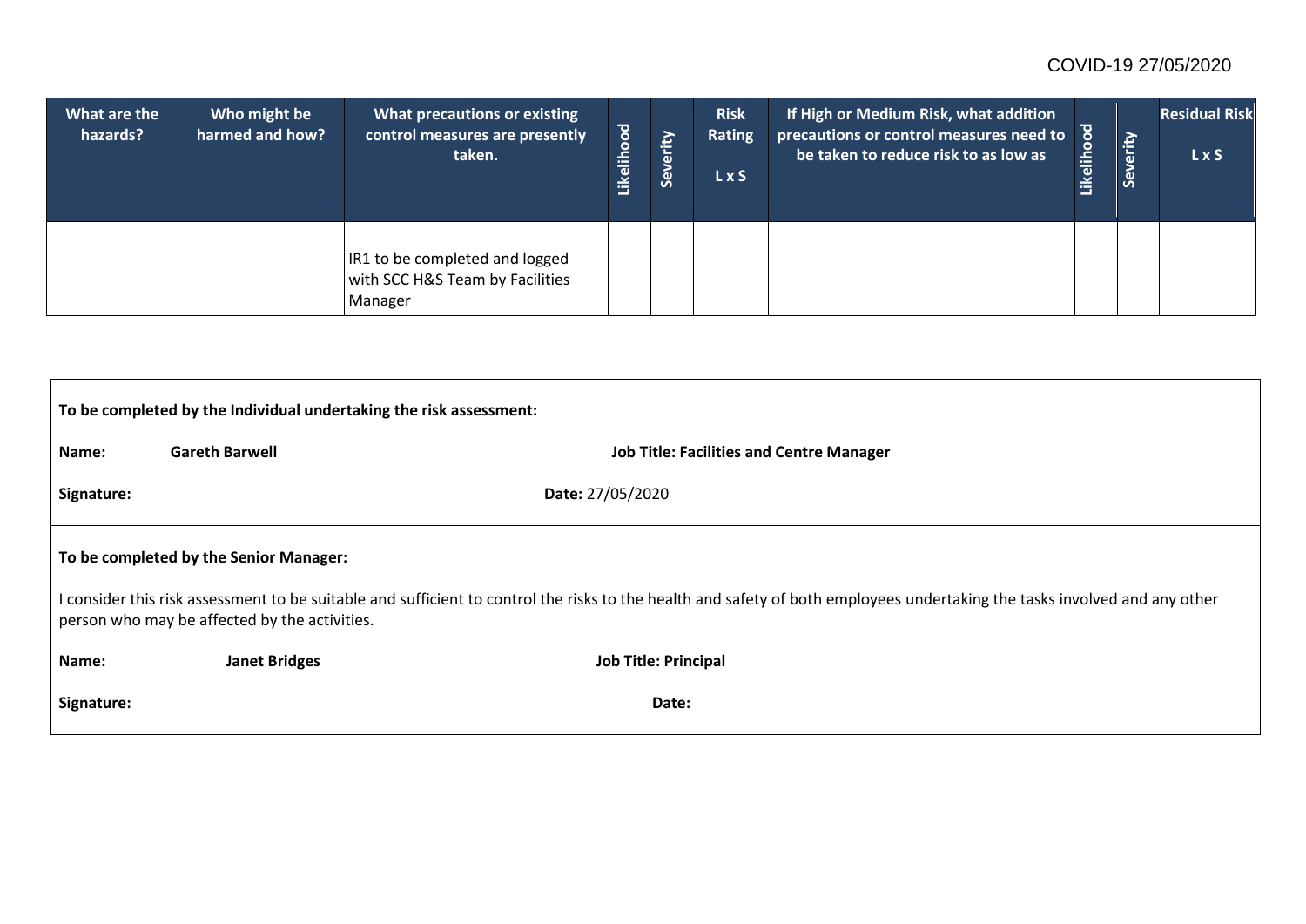| What are the hazards? | Who might be harmed and how? | What precautions or existing control measures are presently taken. | Likelihood | Severity | Risk Rating L x S | If High or Medium Risk, what addition precautions or control measures need to be taken to reduce risk to as low as | Likelihood | Severity | Residual Risk L x S |
|---|---|---|---|---|---|---|---|---|---|
| | | IR1 to be completed and logged with SCC H&S Team by Facilities Manager | | | | | | | |

**To be completed by the Individual undertaking the risk assessment:**

**Name:** **Gareth Barwell** **Job Title: Facilities and Centre Manager**

**Signature:** **Date:** 27/05/2020

**To be completed by the Senior Manager:**

I consider this risk assessment to be suitable and sufficient to control the risks to the health and safety of both employees undertaking the tasks involved and any other person who may be affected by the activities.

**Name:** **Janet Bridges** **Job Title: Principal**

**Signature:** **Date:**